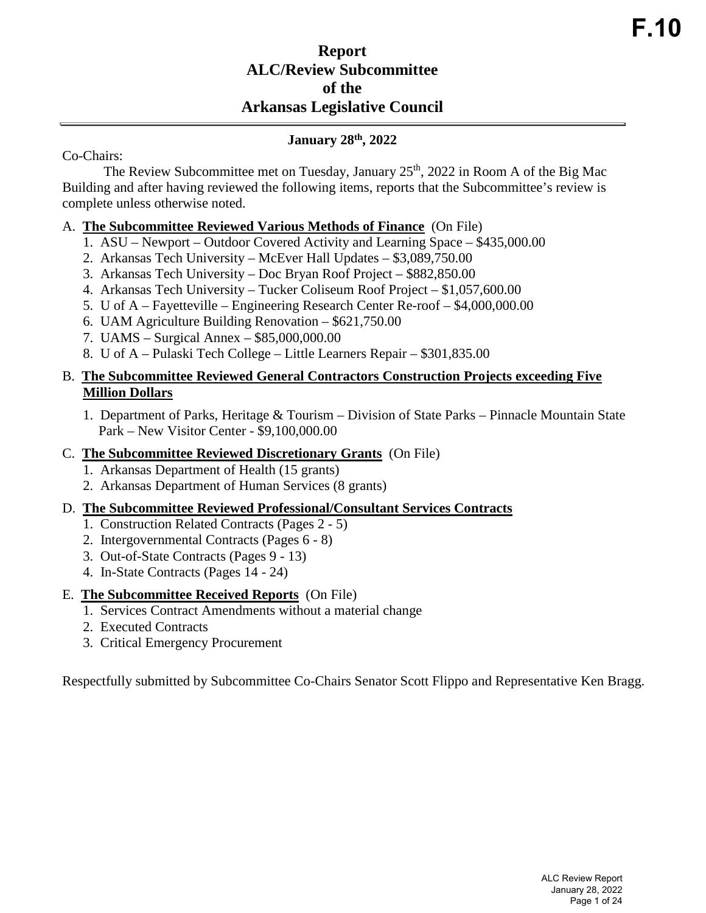**F.10**

# Report
# ALC/Review Subcommittee
# of the
# Arkansas Legislative Council

**January 28th, 2022**

Co-Chairs:

The Review Subcommittee met on Tuesday, January 25th, 2022 in Room A of the Big Mac Building and after having reviewed the following items, reports that the Subcommittee's review is complete unless otherwise noted.

A. **The Subcommittee Reviewed Various Methods of Finance** (On File)
   1. ASU – Newport – Outdoor Covered Activity and Learning Space – $435,000.00
   2. Arkansas Tech University – McEver Hall Updates – $3,089,750.00
   3. Arkansas Tech University – Doc Bryan Roof Project – $882,850.00
   4. Arkansas Tech University – Tucker Coliseum Roof Project – $1,057,600.00
   5. U of A – Fayetteville – Engineering Research Center Re-roof – $4,000,000.00
   6. UAM Agriculture Building Renovation – $621,750.00
   7. UAMS – Surgical Annex – $85,000,000.00
   8. U of A – Pulaski Tech College – Little Learners Repair – $301,835.00

B. **The Subcommittee Reviewed General Contractors Construction Projects exceeding Five Million Dollars**
   1. Department of Parks, Heritage & Tourism – Division of State Parks – Pinnacle Mountain State Park – New Visitor Center - $9,100,000.00

C. **The Subcommittee Reviewed Discretionary Grants** (On File)
   1. Arkansas Department of Health (15 grants)
   2. Arkansas Department of Human Services (8 grants)

D. **The Subcommittee Reviewed Professional/Consultant Services Contracts**
   1. Construction Related Contracts (Pages 2 - 5)
   2. Intergovernmental Contracts (Pages 6 - 8)
   3. Out-of-State Contracts (Pages 9 - 13)
   4. In-State Contracts (Pages 14 - 24)

E. **The Subcommittee Received Reports** (On File)
   1. Services Contract Amendments without a material change
   2. Executed Contracts
   3. Critical Emergency Procurement

Respectfully submitted by Subcommittee Co-Chairs Senator Scott Flippo and Representative Ken Bragg.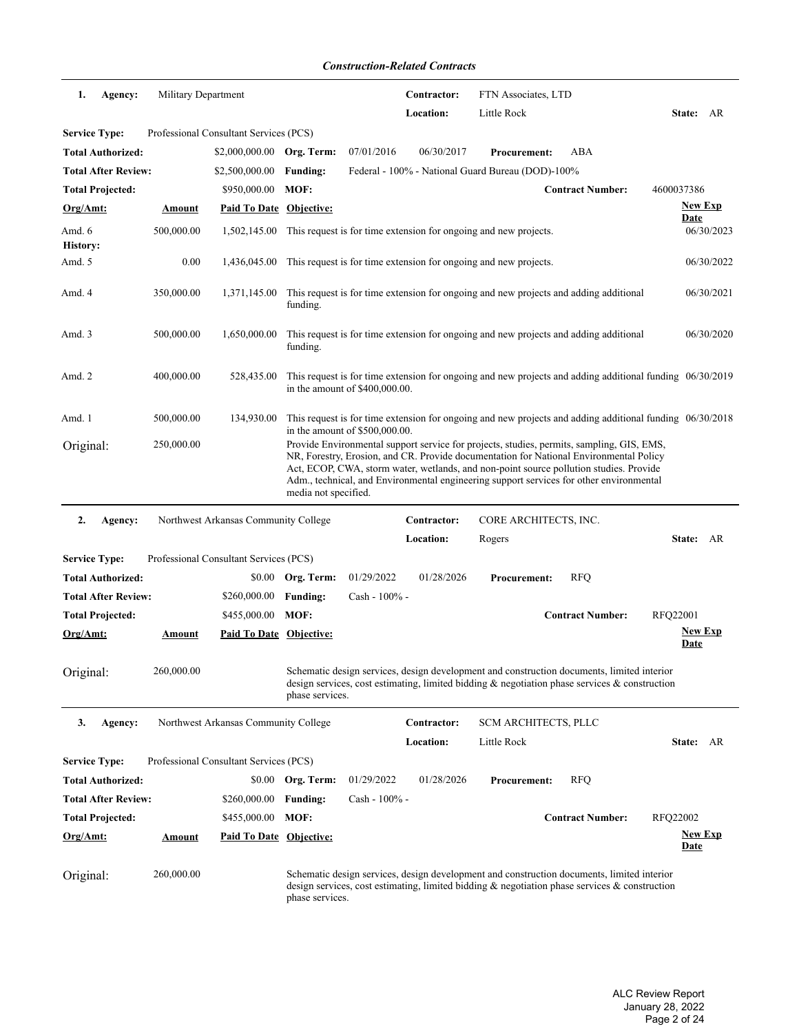*Construction-Related Contracts*

---

**1. Agency:** Military Department

**Contractor:** FTN Associates, LTD

**Location:** Little Rock **State:** AR

**Service Type:** Professional Consultant Services (PCS)

**Total Authorized:** $2,000,000.00 **Org. Term:** 07/01/2016 06/30/2017 **Procurement:** ABA

**Total After Review:** $2,500,000.00 **Funding:** Federal - 100% - National Guard Bureau (DOD)-100%

**Total Projected:** $950,000.00 **MOF:** **Contract Number:** 4600037386

| Org/Amt: | Amount | Paid To Date | Objective: | New Exp Date |
|---|---|---|---|---|
| Amd. 6 | 500,000.00 | 1,502,145.00 | This request is for time extension for ongoing and new projects. | 06/30/2023 |
| **History:** | | | | |
| Amd. 5 | 0.00 | 1,436,045.00 | This request is for time extension for ongoing and new projects. | 06/30/2022 |
| Amd. 4 | 350,000.00 | 1,371,145.00 | This request is for time extension for ongoing and new projects and adding additional funding. | 06/30/2021 |
| Amd. 3 | 500,000.00 | 1,650,000.00 | This request is for time extension for ongoing and new projects and adding additional funding. | 06/30/2020 |
| Amd. 2 | 400,000.00 | 528,435.00 | This request is for time extension for ongoing and new projects and adding additional funding in the amount of $400,000.00. | 06/30/2019 |
| Amd. 1 | 500,000.00 | 134,930.00 | This request is for time extension for ongoing and new projects and adding additional funding in the amount of $500,000.00. | 06/30/2018 |
| Original: | 250,000.00 | | Provide Environmental support service for projects, studies, permits, sampling, GIS, EMS, NR, Forestry, Erosion, and CR. Provide documentation for National Environmental Policy Act, ECOP, CWA, storm water, wetlands, and non-point source pollution studies. Provide Adm., technical, and Environmental engineering support services for other environmental media not specified. | |

---

**2. Agency:** Northwest Arkansas Community College

**Contractor:** CORE ARCHITECTS, INC.

**Location:** Rogers **State:** AR

**Service Type:** Professional Consultant Services (PCS)

**Total Authorized:** $0.00 **Org. Term:** 01/29/2022 01/28/2026 **Procurement:** RFQ

**Total After Review:** $260,000.00 **Funding:** Cash - 100% -

**Total Projected:** $455,000.00 **MOF:** **Contract Number:** RFQ22001

| Org/Amt: | Amount | Paid To Date | Objective: | New Exp Date |
|---|---|---|---|---|
| Original: | 260,000.00 | | Schematic design services, design development and construction documents, limited interior design services, cost estimating, limited bidding & negotiation phase services & construction phase services. | |

---

**3. Agency:** Northwest Arkansas Community College

**Contractor:** SCM ARCHITECTS, PLLC

**Location:** Little Rock **State:** AR

**Service Type:** Professional Consultant Services (PCS)

**Total Authorized:** $0.00 **Org. Term:** 01/29/2022 01/28/2026 **Procurement:** RFQ

**Total After Review:** $260,000.00 **Funding:** Cash - 100% -

**Total Projected:** $455,000.00 **MOF:** **Contract Number:** RFQ22002

| Org/Amt: | Amount | Paid To Date | Objective: | New Exp Date |
|---|---|---|---|---|
| Original: | 260,000.00 | | Schematic design services, design development and construction documents, limited interior design services, cost estimating, limited bidding & negotiation phase services & construction phase services. | |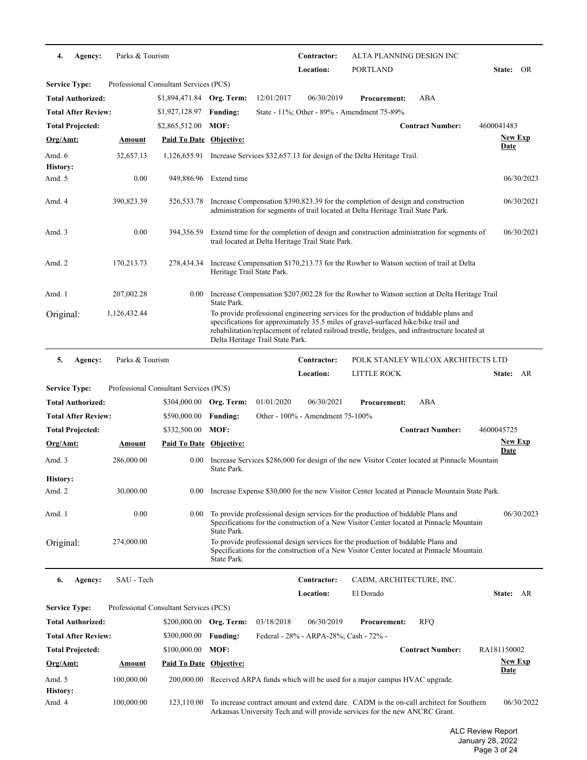**4. Agency:** Parks & Tourism | **Contractor:** ALTA PLANNING DESIGN INC | **Location:** PORTLAND | **State:** OR

**Service Type:** Professional Consultant Services (PCS)

| | | | | | |
|---|---|---|---|---|---|
| **Total Authorized:** | $1,894,471.84 | **Org. Term:** | 12/01/2017 | 06/30/2019 | **Procurement:** ABA |
| **Total After Review:** | $1,927,128.97 | **Funding:** | State - 11%; Other - 89% - Amendment 75-89% | | |
| **Total Projected:** | $2,865,512.00 | **MOF:** | | **Contract Number:** | 4600041483 |

| Org/Amt: | Amount | Paid To Date | Objective: | New Exp Date |
|---|---|---|---|---|
| Amd. 6 | 32,657.13 | 1,126,655.91 | Increase Services $32,657.13 for design of the Delta Heritage Trail. | |
| **History:** | | | | |
| Amd. 5 | 0.00 | 949,886.96 | Extend time | 06/30/2023 |
| Amd. 4 | 390,823.39 | 526,533.78 | Increase Compensation $390,823.39 for the completion of design and construction administration for segments of trail located at Delta Heritage Trail State Park. | 06/30/2021 |
| Amd. 3 | 0.00 | 394,356.59 | Extend time for the completion of design and construction administration for segments of trail located at Delta Heritage Trail State Park. | 06/30/2021 |
| Amd. 2 | 170,213.73 | 278,434.34 | Increase Compensation $170,213.73 for the Rowher to Watson section of trail at Delta Heritage Trail State Park. | |
| Amd. 1 | 207,002.28 | 0.00 | Increase Compensation $207,002.28 for the Rowher to Watson section at Delta Heritage Trail State Park. | |
| Original: | 1,126,432.44 | | To provide professional engineering services for the production of biddable plans and specifications for approximately 35.5 miles of gravel-surfaced hike/bike trail and rehabilitation/replacement of related railroad trestle, bridges, and infrastructure located at Delta Heritage Trail State Park. | |

---

**5. Agency:** Parks & Tourism | **Contractor:** POLK STANLEY WILCOX ARCHITECTS LTD | **Location:** LITTLE ROCK | **State:** AR

**Service Type:** Professional Consultant Services (PCS)

| | | | | | |
|---|---|---|---|---|---|
| **Total Authorized:** | $304,000.00 | **Org. Term:** | 01/01/2020 | 06/30/2021 | **Procurement:** ABA |
| **Total After Review:** | $590,000.00 | **Funding:** | Other - 100% - Amendment 75-100% | | |
| **Total Projected:** | $332,500.00 | **MOF:** | | **Contract Number:** | 4600045725 |

| Org/Amt: | Amount | Paid To Date | Objective: | New Exp Date |
|---|---|---|---|---|
| Amd. 3 | 286,000.00 | 0.00 | Increase Services $286,000 for design of the new Visitor Center located at Pinnacle Mountain State Park. | |
| **History:** | | | | |
| Amd. 2 | 30,000.00 | 0.00 | Increase Expense $30,000 for the new Visitor Center located at Pinnacle Mountain State Park. | |
| Amd. 1 | 0.00 | 0.00 | To provide professional design services for the production of biddable Plans and Specifications for the construction of a New Visitor Center located at Pinnacle Mountain State Park. | 06/30/2023 |
| Original: | 274,000.00 | | To provide professional design services for the production of biddable Plans and Specifications for the construction of a New Visitor Center located at Pinnacle Mountain State Park. | |

---

**6. Agency:** SAU - Tech | **Contractor:** CADM, ARCHITECTURE, INC. | **Location:** El Dorado | **State:** AR

**Service Type:** Professional Consultant Services (PCS)

| | | | | | |
|---|---|---|---|---|---|
| **Total Authorized:** | $200,000.00 | **Org. Term:** | 03/18/2018 | 06/30/2019 | **Procurement:** RFQ |
| **Total After Review:** | $300,000.00 | **Funding:** | Federal - 28% - ARPA-28%; Cash - 72% - | | |
| **Total Projected:** | $100,000.00 | **MOF:** | | **Contract Number:** | RA181150002 |

| Org/Amt: | Amount | Paid To Date | Objective: | New Exp Date |
|---|---|---|---|---|
| Amd. 5 | 100,000.00 | 200,000.00 | Received ARPA funds which will be used for a major campus HVAC upgrade. | |
| **History:** | | | | |
| Amd. 4 | 100,000.00 | 123,110.00 | To increase contract amount and extend date. CADM is the on-call architect for Southern Arkansas University Tech and will provide services for the new ANCRC Grant. | 06/30/2022 |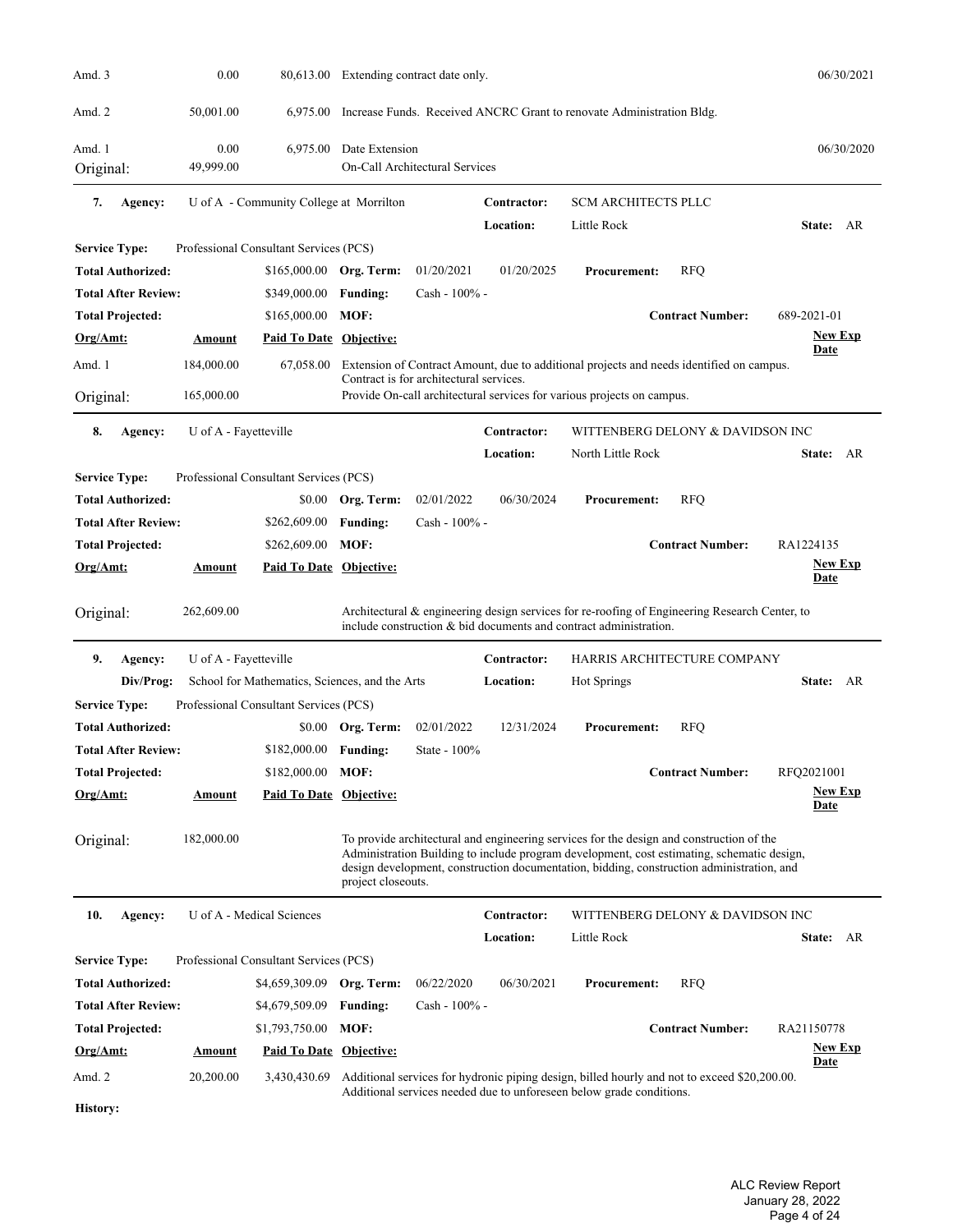| Org/Amt: | Amount | Paid To Date | Objective: | New Exp Date |
|---|---|---|---|---|
| Amd. 3 | 0.00 | 80,613.00 | Extending contract date only. | 06/30/2021 |
| Amd. 2 | 50,001.00 | 6,975.00 | Increase Funds. Received ANCRC Grant to renovate Administration Bldg. | |
| Amd. 1 | 0.00 | 6,975.00 | Date Extension | 06/30/2020 |
| Original: | 49,999.00 | | On-Call Architectural Services | |

---

**7. Agency:** U of A - Community College at Morrilton
**Contractor:** SCM ARCHITECTS PLLC
**Location:** Little Rock **State:** AR

**Service Type:** Professional Consultant Services (PCS)

**Total Authorized:** $165,000.00 **Org. Term:** 01/20/2021 01/20/2025 **Procurement:** RFQ
**Total After Review:** $349,000.00 **Funding:** Cash - 100% -
**Total Projected:** $165,000.00 **MOF:**
**Contract Number:** 689-2021-01

| Org/Amt: | Amount | Paid To Date | Objective: | New Exp Date |
|---|---|---|---|---|
| Amd. 1 | 184,000.00 | 67,058.00 | Extension of Contract Amount, due to additional projects and needs identified on campus. Contract is for architectural services. | |
| Original: | 165,000.00 | | Provide On-call architectural services for various projects on campus. | |

---

**8. Agency:** U of A - Fayetteville
**Contractor:** WITTENBERG DELONY & DAVIDSON INC
**Location:** North Little Rock **State:** AR

**Service Type:** Professional Consultant Services (PCS)

**Total Authorized:** $0.00 **Org. Term:** 02/01/2022 06/30/2024 **Procurement:** RFQ
**Total After Review:** $262,609.00 **Funding:** Cash - 100% -
**Total Projected:** $262,609.00 **MOF:**
**Contract Number:** RA1224135

| Org/Amt: | Amount | Paid To Date | Objective: | New Exp Date |
|---|---|---|---|---|
| Original: | 262,609.00 | | Architectural & engineering design services for re-roofing of Engineering Research Center, to include construction & bid documents and contract administration. | |

---

**9. Agency:** U of A - Fayetteville
**Div/Prog:** School for Mathematics, Sciences, and the Arts
**Contractor:** HARRIS ARCHITECTURE COMPANY
**Location:** Hot Springs **State:** AR

**Service Type:** Professional Consultant Services (PCS)

**Total Authorized:** $0.00 **Org. Term:** 02/01/2022 12/31/2024 **Procurement:** RFQ
**Total After Review:** $182,000.00 **Funding:** State - 100%
**Total Projected:** $182,000.00 **MOF:**
**Contract Number:** RFQ2021001

| Org/Amt: | Amount | Paid To Date | Objective: | New Exp Date |
|---|---|---|---|---|
| Original: | 182,000.00 | | To provide architectural and engineering services for the design and construction of the Administration Building to include program development, cost estimating, schematic design, design development, construction documentation, bidding, construction administration, and project closeouts. | |

---

**10. Agency:** U of A - Medical Sciences
**Contractor:** WITTENBERG DELONY & DAVIDSON INC
**Location:** Little Rock **State:** AR

**Service Type:** Professional Consultant Services (PCS)

**Total Authorized:** $4,659,309.09 **Org. Term:** 06/22/2020 06/30/2021 **Procurement:** RFQ
**Total After Review:** $4,679,509.09 **Funding:** Cash - 100% -
**Total Projected:** $1,793,750.00 **MOF:**
**Contract Number:** RA21150778

| Org/Amt: | Amount | Paid To Date | Objective: | New Exp Date |
|---|---|---|---|---|
| Amd. 2 | 20,200.00 | 3,430,430.69 | Additional services for hydronic piping design, billed hourly and not to exceed $20,200.00. Additional services needed due to unforeseen below grade conditions. | |

**History:**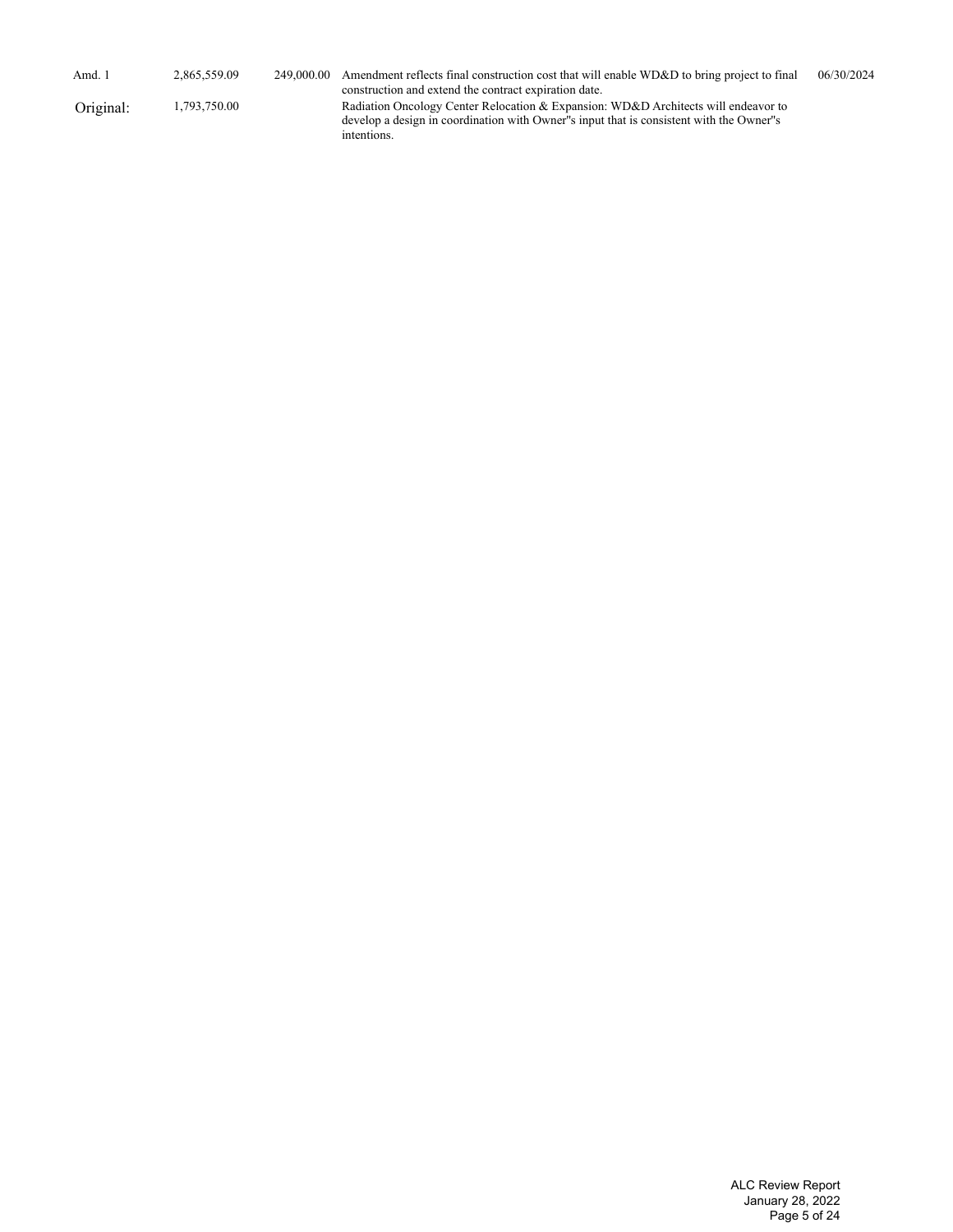| | | | | |
|---|---|---|---|---|
| Amd. 1 | 2,865,559.09 | 249,000.00 | Amendment reflects final construction cost that will enable WD&D to bring project to final construction and extend the contract expiration date. | 06/30/2024 |
| Original: | 1,793,750.00 | | Radiation Oncology Center Relocation & Expansion: WD&D Architects will endeavor to develop a design in coordination with Owner"s input that is consistent with the Owner"s intentions. | |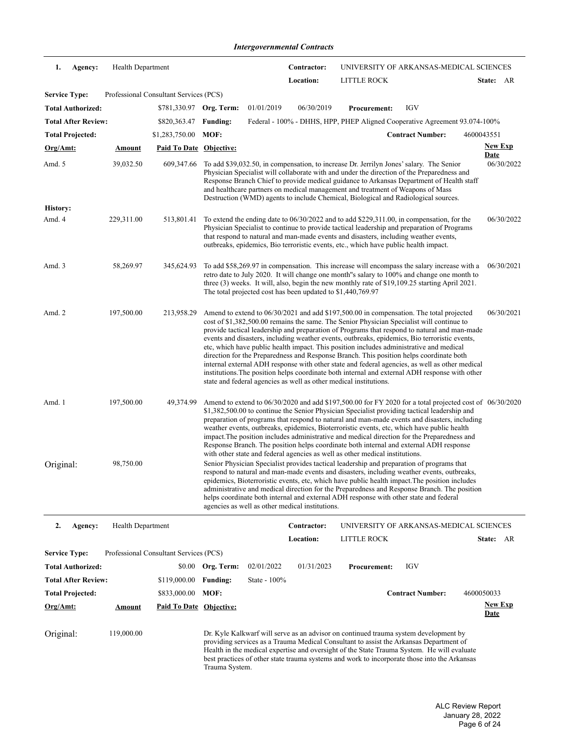*Intergovernmental Contracts*

**1. Agency:** Health Department **Contractor:** UNIVERSITY OF ARKANSAS-MEDICAL SCIENCES
**Location:** LITTLE ROCK **State:** AR

**Service Type:** Professional Consultant Services (PCS)

**Total Authorized:** $781,330.97 **Org. Term:** 01/01/2019 06/30/2019 **Procurement:** IGV

**Total After Review:** $820,363.47 **Funding:** Federal - 100% - DHHS, HPP, PHEP Aligned Cooperative Agreement 93.074-100%

**Total Projected:** $1,283,750.00 **MOF:** **Contract Number:** 4600043551

| Org/Amt: | Amount | Paid To Date | Objective: | New Exp Date |
|---|---|---|---|---|
| Amd. 5 | 39,032.50 | 609,347.66 | To add $39,032.50, in compensation, to increase Dr. Jerrilyn Jones' salary. The Senior Physician Specialist will collaborate with and under the direction of the Preparedness and Response Branch Chief to provide medical guidance to Arkansas Department of Health staff and healthcare partners on medical management and treatment of Weapons of Mass Destruction (WMD) agents to include Chemical, Biological and Radiological sources. | 06/30/2022 |
| **History:** | | | | |
| Amd. 4 | 229,311.00 | 513,801.41 | To extend the ending date to 06/30/2022 and to add $229,311.00, in compensation, for the Physician Specialist to continue to provide tactical leadership and preparation of Programs that respond to natural and man-made events and disasters, including weather events, outbreaks, epidemics, Bio terroristic events, etc., which have public health impact. | 06/30/2022 |
| Amd. 3 | 58,269.97 | 345,624.93 | To add $58,269.97 in compensation. This increase will encompass the salary increase with a retro date to July 2020. It will change one month"s salary to 100% and change one month to three (3) weeks. It will, also, begin the new monthly rate of $19,109.25 starting April 2021. The total projected cost has been updated to $1,440,769.97 | 06/30/2021 |
| Amd. 2 | 197,500.00 | 213,958.29 | Amend to extend to 06/30/2021 and add $197,500.00 in compensation. The total projected cost of $1,382,500.00 remains the same. The Senior Physician Specialist will continue to provide tactical leadership and preparation of Programs that respond to natural and man-made events and disasters, including weather events, outbreaks, epidemics, Bio terroristic events, etc, which have public health impact. This position includes administrative and medical direction for the Preparedness and Response Branch. This position helps coordinate both internal external ADH response with other state and federal agencies, as well as other medical institutions.The position helps coordinate both internal and external ADH response with other state and federal agencies as well as other medical institutions. | 06/30/2021 |
| Amd. 1 | 197,500.00 | 49,374.99 | Amend to extend to 06/30/2020 and add $197,500.00 for FY 2020 for a total projected cost of $1,382,500.00 to continue the Senior Physician Specialist providing tactical leadership and preparation of programs that respond to natural and man-made events and disasters, including weather events, outbreaks, epidemics, Bioterroristic events, etc, which have public health impact.The position includes administrative and medical direction for the Preparedness and Response Branch. The position helps coordinate both internal and external ADH response with other state and federal agencies as well as other medical institutions. | 06/30/2020 |
| Original: | 98,750.00 | | Senior Physician Specialist provides tactical leadership and preparation of programs that respond to natural and man-made events and disasters, including weather events, outbreaks, epidemics, Bioterroristic events, etc, which have public health impact.The position includes administrative and medical direction for the Preparedness and Response Branch. The position helps coordinate both internal and external ADH response with other state and federal agencies as well as other medical institutions. | |

**2. Agency:** Health Department **Contractor:** UNIVERSITY OF ARKANSAS-MEDICAL SCIENCES
**Location:** LITTLE ROCK **State:** AR

**Service Type:** Professional Consultant Services (PCS)

**Total Authorized:** $0.00 **Org. Term:** 02/01/2022 01/31/2023 **Procurement:** IGV

**Total After Review:** $119,000.00 **Funding:** State - 100%

**Total Projected:** $833,000.00 **MOF:** **Contract Number:** 4600050033

| Org/Amt: | Amount | Paid To Date | Objective: | New Exp Date |
|---|---|---|---|---|
| Original: | 119,000.00 | | Dr. Kyle Kalkwarf will serve as an advisor on continued trauma system development by providing services as a Trauma Medical Consultant to assist the Arkansas Department of Health in the medical expertise and oversight of the State Trauma System. He will evaluate best practices of other state trauma systems and work to incorporate those into the Arkansas Trauma System. | |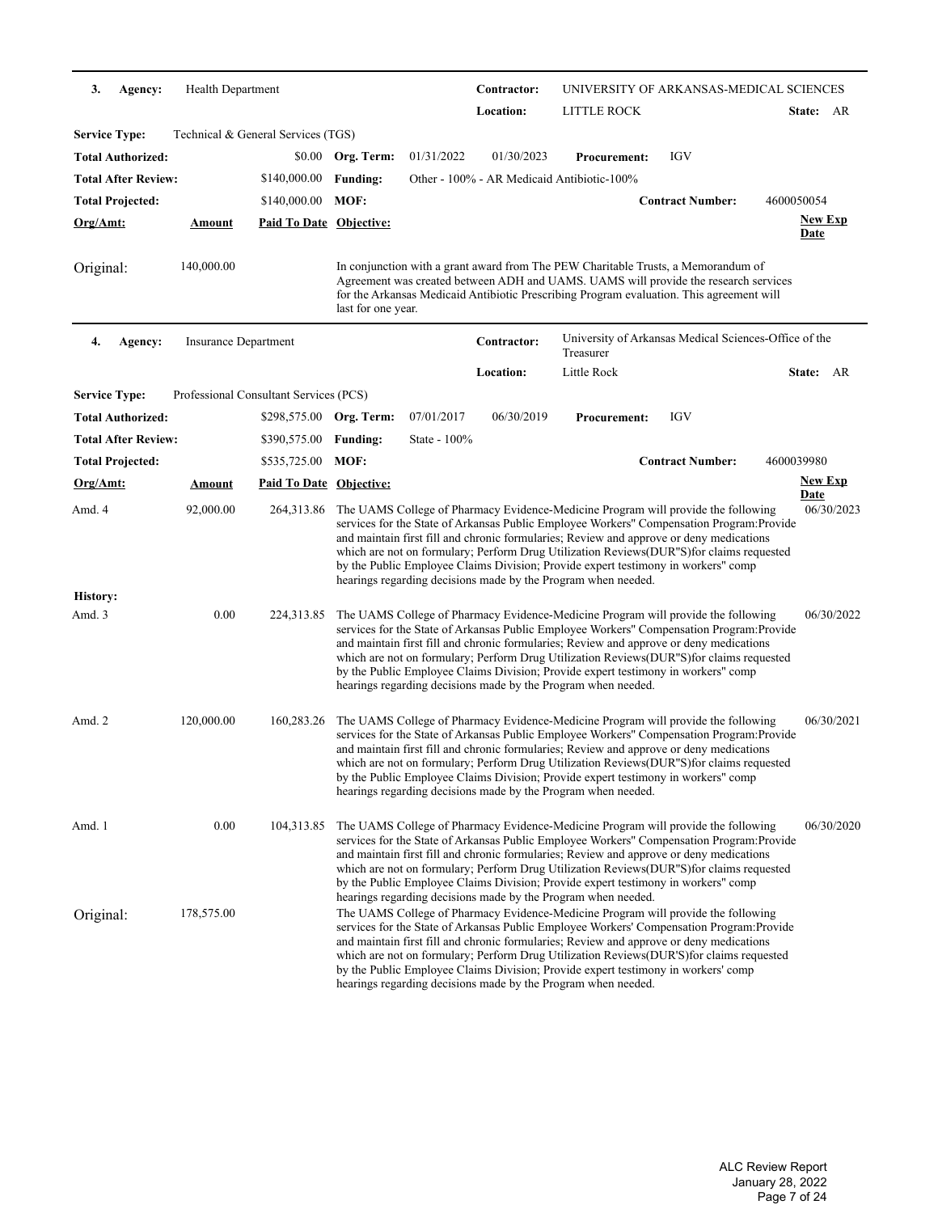**3. Agency:** Health Department **Contractor:** UNIVERSITY OF ARKANSAS-MEDICAL SCIENCES

**Location:** LITTLE ROCK **State:** AR

**Service Type:** Technical & General Services (TGS)

**Total Authorized:** $0.00 **Org. Term:** 01/31/2022 01/30/2023 **Procurement:** IGV

**Total After Review:** $140,000.00 **Funding:** Other - 100% - AR Medicaid Antibiotic-100%

**Total Projected:** $140,000.00 **MOF:** **Contract Number:** 4600050054

| Org/Amt: | Amount | Paid To Date | Objective: | New Exp Date |
|---|---|---|---|---|
| Original: | 140,000.00 | | In conjunction with a grant award from The PEW Charitable Trusts, a Memorandum of Agreement was created between ADH and UAMS. UAMS will provide the research services for the Arkansas Medicaid Antibiotic Prescribing Program evaluation. This agreement will last for one year. | |

---

**4. Agency:** Insurance Department **Contractor:** University of Arkansas Medical Sciences-Office of the Treasurer

**Location:** Little Rock **State:** AR

**Service Type:** Professional Consultant Services (PCS)

**Total Authorized:** $298,575.00 **Org. Term:** 07/01/2017 06/30/2019 **Procurement:** IGV

**Total After Review:** $390,575.00 **Funding:** State - 100%

**Total Projected:** $535,725.00 **MOF:** **Contract Number:** 4600039980

| Org/Amt: | Amount | Paid To Date | Objective: | New Exp Date |
|---|---|---|---|---|
| Amd. 4 | 92,000.00 | 264,313.86 | The UAMS College of Pharmacy Evidence-Medicine Program will provide the following services for the State of Arkansas Public Employee Workers'' Compensation Program:Provide and maintain first fill and chronic formularies; Review and approve or deny medications which are not on formulary; Perform Drug Utilization Reviews(DUR''S)for claims requested by the Public Employee Claims Division; Provide expert testimony in workers'' comp hearings regarding decisions made by the Program when needed. | 06/30/2023 |
| **History:** | | | | |
| Amd. 3 | 0.00 | 224,313.85 | The UAMS College of Pharmacy Evidence-Medicine Program will provide the following services for the State of Arkansas Public Employee Workers'' Compensation Program:Provide and maintain first fill and chronic formularies; Review and approve or deny medications which are not on formulary; Perform Drug Utilization Reviews(DUR''S)for claims requested by the Public Employee Claims Division; Provide expert testimony in workers'' comp hearings regarding decisions made by the Program when needed. | 06/30/2022 |
| Amd. 2 | 120,000.00 | 160,283.26 | The UAMS College of Pharmacy Evidence-Medicine Program will provide the following services for the State of Arkansas Public Employee Workers'' Compensation Program:Provide and maintain first fill and chronic formularies; Review and approve or deny medications which are not on formulary; Perform Drug Utilization Reviews(DUR''S)for claims requested by the Public Employee Claims Division; Provide expert testimony in workers'' comp hearings regarding decisions made by the Program when needed. | 06/30/2021 |
| Amd. 1 | 0.00 | 104,313.85 | The UAMS College of Pharmacy Evidence-Medicine Program will provide the following services for the State of Arkansas Public Employee Workers'' Compensation Program:Provide and maintain first fill and chronic formularies; Review and approve or deny medications which are not on formulary; Perform Drug Utilization Reviews(DUR''S)for claims requested by the Public Employee Claims Division; Provide expert testimony in workers'' comp hearings regarding decisions made by the Program when needed. | 06/30/2020 |
| Original: | 178,575.00 | | The UAMS College of Pharmacy Evidence-Medicine Program will provide the following services for the State of Arkansas Public Employee Workers' Compensation Program:Provide and maintain first fill and chronic formularies; Review and approve or deny medications which are not on formulary; Perform Drug Utilization Reviews(DUR'S)for claims requested by the Public Employee Claims Division; Provide expert testimony in workers' comp hearings regarding decisions made by the Program when needed. | |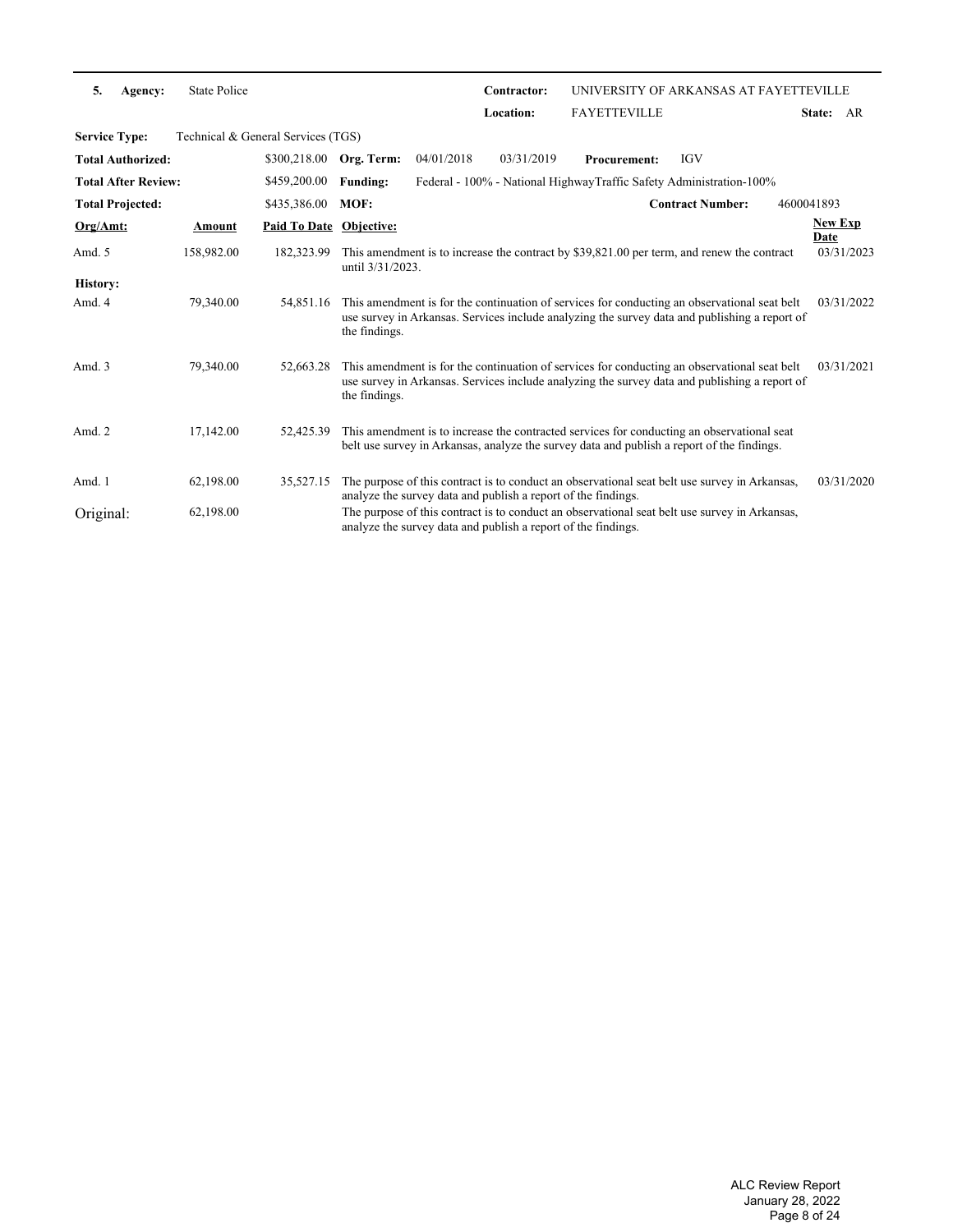| **5.** | **Agency:** | State Police | | | **Contractor:** | UNIVERSITY OF ARKANSAS AT FAYETTEVILLE | |
|---|---|---|---|---|---|---|---|
| | | | | | **Location:** | FAYETTEVILLE | **State:** AR |

**Service Type:** Technical & General Services (TGS)

**Total Authorized:** $300,218.00 **Org. Term:** 04/01/2018 03/31/2019 **Procurement:** IGV

**Total After Review:** $459,200.00 **Funding:** Federal - 100% - National HighwayTraffic Safety Administration-100%

**Total Projected:** $435,386.00 **MOF:** **Contract Number:** 4600041893

| Org/Amt: | Amount | Paid To Date | Objective: | New Exp Date |
|---|---|---|---|---|
| Amd. 5 | 158,982.00 | 182,323.99 | This amendment is to increase the contract by $39,821.00 per term, and renew the contract until 3/31/2023. | 03/31/2023 |
| **History:** | | | | |
| Amd. 4 | 79,340.00 | 54,851.16 | This amendment is for the continuation of services for conducting an observational seat belt use survey in Arkansas. Services include analyzing the survey data and publishing a report of the findings. | 03/31/2022 |
| Amd. 3 | 79,340.00 | 52,663.28 | This amendment is for the continuation of services for conducting an observational seat belt use survey in Arkansas. Services include analyzing the survey data and publishing a report of the findings. | 03/31/2021 |
| Amd. 2 | 17,142.00 | 52,425.39 | This amendment is to increase the contracted services for conducting an observational seat belt use survey in Arkansas, analyze the survey data and publish a report of the findings. | |
| Amd. 1 | 62,198.00 | 35,527.15 | The purpose of this contract is to conduct an observational seat belt use survey in Arkansas, analyze the survey data and publish a report of the findings. | 03/31/2020 |
| Original: | 62,198.00 | | The purpose of this contract is to conduct an observational seat belt use survey in Arkansas, analyze the survey data and publish a report of the findings. | |

ALC Review Report
January 28, 2022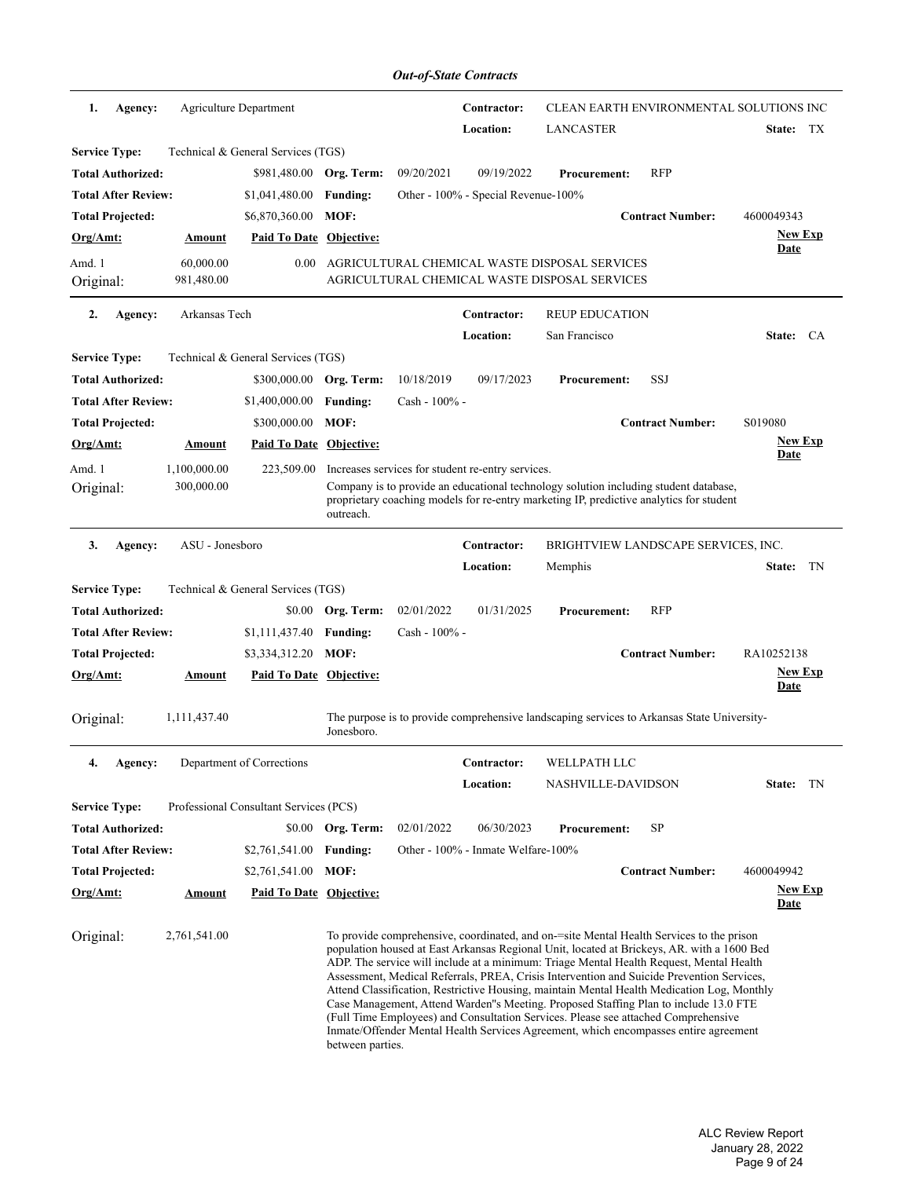*Out-of-State Contracts*

**1. Agency:** Agriculture Department
**Contractor:** CLEAN EARTH ENVIRONMENTAL SOLUTIONS INC
**Location:** LANCASTER **State:** TX

**Service Type:** Technical & General Services (TGS)

| | | | | | | | |
|---|---|---|---|---|---|---|---|
| **Total Authorized:** | $981,480.00 | **Org. Term:** | 09/20/2021 | 09/19/2022 | **Procurement:** | RFP | |
| **Total After Review:** | $1,041,480.00 | **Funding:** | Other - 100% - Special Revenue-100% | | | | |
| **Total Projected:** | $6,870,360.00 | **MOF:** | | | **Contract Number:** | 4600049343 | |

| **Org/Amt:** | **Amount** | **Paid To Date** | **Objective:** | **New Exp Date** |
|---|---|---|---|---|
| Amd. 1 | 60,000.00 | 0.00 | AGRICULTURAL CHEMICAL WASTE DISPOSAL SERVICES | |
| Original: | 981,480.00 | | AGRICULTURAL CHEMICAL WASTE DISPOSAL SERVICES | |

---

**2. Agency:** Arkansas Tech
**Contractor:** REUP EDUCATION
**Location:** San Francisco **State:** CA

**Service Type:** Technical & General Services (TGS)

| | | | | | | | |
|---|---|---|---|---|---|---|---|
| **Total Authorized:** | $300,000.00 | **Org. Term:** | 10/18/2019 | 09/17/2023 | **Procurement:** | SSJ | |
| **Total After Review:** | $1,400,000.00 | **Funding:** | Cash - 100% - | | | | |
| **Total Projected:** | $300,000.00 | **MOF:** | | | **Contract Number:** | S019080 | |

| **Org/Amt:** | **Amount** | **Paid To Date** | **Objective:** | **New Exp Date** |
|---|---|---|---|---|
| Amd. 1 | 1,100,000.00 | 223,509.00 | Increases services for student re-entry services. | |
| Original: | 300,000.00 | | Company is to provide an educational technology solution including student database, proprietary coaching models for re-entry marketing IP, predictive analytics for student outreach. | |

---

**3. Agency:** ASU - Jonesboro
**Contractor:** BRIGHTVIEW LANDSCAPE SERVICES, INC.
**Location:** Memphis **State:** TN

**Service Type:** Technical & General Services (TGS)

| | | | | | | | |
|---|---|---|---|---|---|---|---|
| **Total Authorized:** | $0.00 | **Org. Term:** | 02/01/2022 | 01/31/2025 | **Procurement:** | RFP | |
| **Total After Review:** | $1,111,437.40 | **Funding:** | Cash - 100% - | | | | |
| **Total Projected:** | $3,334,312.20 | **MOF:** | | | **Contract Number:** | RA10252138 | |

| **Org/Amt:** | **Amount** | **Paid To Date** | **Objective:** | **New Exp Date** |
|---|---|---|---|---|
| Original: | 1,111,437.40 | | The purpose is to provide comprehensive landscaping services to Arkansas State University-Jonesboro. | |

---

**4. Agency:** Department of Corrections
**Contractor:** WELLPATH LLC
**Location:** NASHVILLE-DAVIDSON **State:** TN

**Service Type:** Professional Consultant Services (PCS)

| | | | | | | | |
|---|---|---|---|---|---|---|---|
| **Total Authorized:** | $0.00 | **Org. Term:** | 02/01/2022 | 06/30/2023 | **Procurement:** | SP | |
| **Total After Review:** | $2,761,541.00 | **Funding:** | Other - 100% - Inmate Welfare-100% | | | | |
| **Total Projected:** | $2,761,541.00 | **MOF:** | | | **Contract Number:** | 4600049942 | |

| **Org/Amt:** | **Amount** | **Paid To Date** | **Objective:** | **New Exp Date** |
|---|---|---|---|---|
| Original: | 2,761,541.00 | | To provide comprehensive, coordinated, and on-=site Mental Health Services to the prison population housed at East Arkansas Regional Unit, located at Brickeys, AR. with a 1600 Bed ADP. The service will include at a minimum: Triage Mental Health Request, Mental Health Assessment, Medical Referrals, PREA, Crisis Intervention and Suicide Prevention Services, Attend Classification, Restrictive Housing, maintain Mental Health Medication Log, Monthly Case Management, Attend Warden"s Meeting. Proposed Staffing Plan to include 13.0 FTE (Full Time Employees) and Consultation Services. Please see attached Comprehensive Inmate/Offender Mental Health Services Agreement, which encompasses entire agreement between parties. | |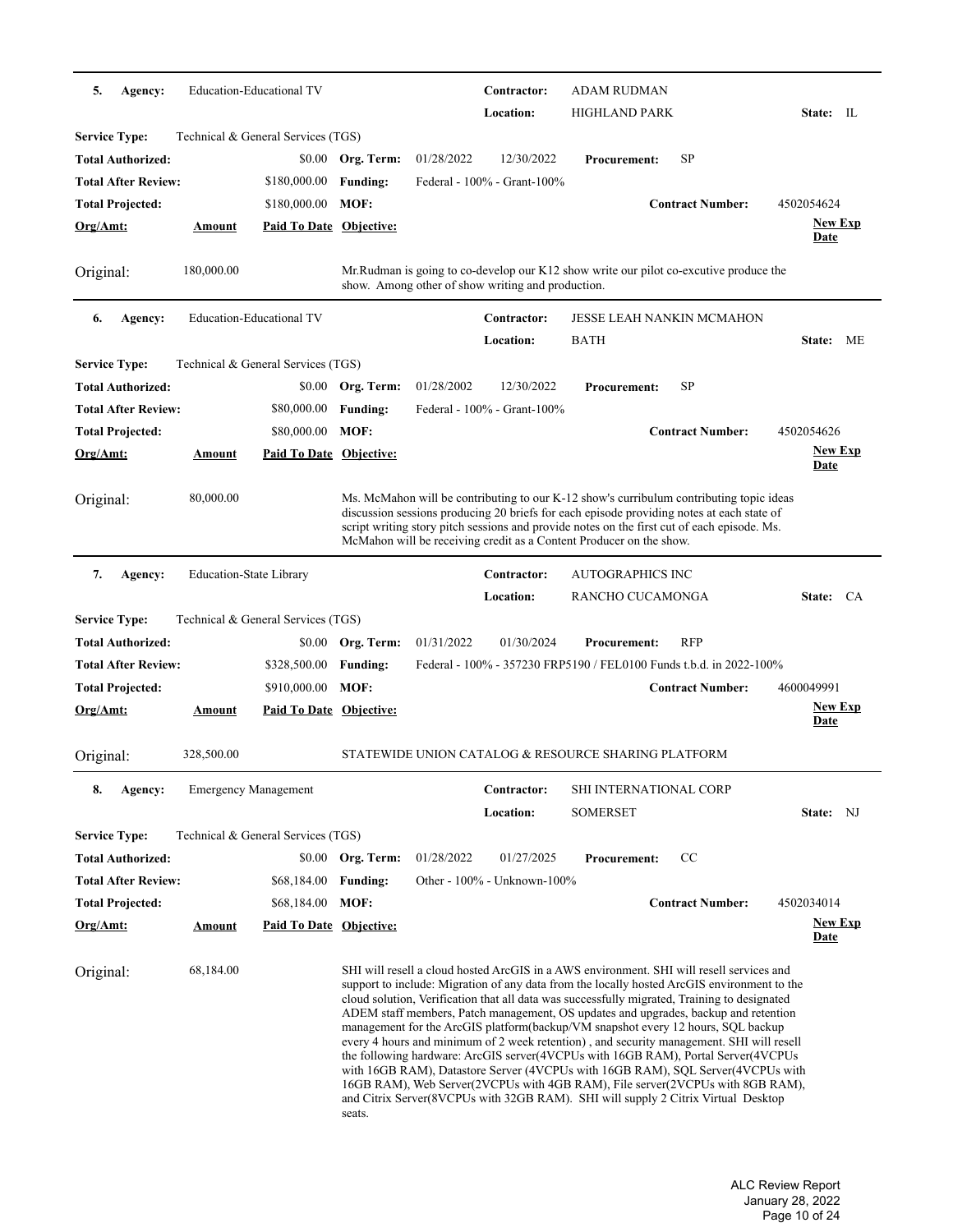**5. Agency:** Education-Educational TV
**Contractor:** ADAM RUDMAN
**Location:** HIGHLAND PARK **State:** IL

| | | | | | |
|---|---|---|---|---|---|
| **Service Type:** | Technical & General Services (TGS) | | | | |
| **Total Authorized:** | $0.00 | **Org. Term:** | 01/28/2022 12/30/2022 | **Procurement:** | SP |
| **Total After Review:** | $180,000.00 | **Funding:** | Federal - 100% - Grant-100% | | |
| **Total Projected:** | $180,000.00 | **MOF:** | | **Contract Number:** | 4502054624 |

| **Org/Amt:** | **Amount** | **Paid To Date** | **Objective:** | **New Exp Date** |
|---|---|---|---|---|
| Original: | 180,000.00 | | Mr.Rudman is going to co-develop our K12 show write our pilot co-excutive produce the show. Among other of show writing and production. | |

---

**6. Agency:** Education-Educational TV
**Contractor:** JESSE LEAH NANKIN MCMAHON
**Location:** BATH **State:** ME

| | | | | | |
|---|---|---|---|---|---|
| **Service Type:** | Technical & General Services (TGS) | | | | |
| **Total Authorized:** | $0.00 | **Org. Term:** | 01/28/2002 12/30/2022 | **Procurement:** | SP |
| **Total After Review:** | $80,000.00 | **Funding:** | Federal - 100% - Grant-100% | | |
| **Total Projected:** | $80,000.00 | **MOF:** | | **Contract Number:** | 4502054626 |

| **Org/Amt:** | **Amount** | **Paid To Date** | **Objective:** | **New Exp Date** |
|---|---|---|---|---|
| Original: | 80,000.00 | | Ms. McMahon will be contributing to our K-12 show's curribulum contributing topic ideas discussion sessions producing 20 briefs for each episode providing notes at each state of script writing story pitch sessions and provide notes on the first cut of each episode. Ms. McMahon will be receiving credit as a Content Producer on the show. | |

---

**7. Agency:** Education-State Library
**Contractor:** AUTOGRAPHICS INC
**Location:** RANCHO CUCAMONGA **State:** CA

| | | | | | |
|---|---|---|---|---|---|
| **Service Type:** | Technical & General Services (TGS) | | | | |
| **Total Authorized:** | $0.00 | **Org. Term:** | 01/31/2022 01/30/2024 | **Procurement:** | RFP |
| **Total After Review:** | $328,500.00 | **Funding:** | Federal - 100% - 357230 FRP5190 / FEL0100 Funds t.b.d. in 2022-100% | | |
| **Total Projected:** | $910,000.00 | **MOF:** | | **Contract Number:** | 4600049991 |

| **Org/Amt:** | **Amount** | **Paid To Date** | **Objective:** | **New Exp Date** |
|---|---|---|---|---|
| Original: | 328,500.00 | | STATEWIDE UNION CATALOG & RESOURCE SHARING PLATFORM | |

---

**8. Agency:** Emergency Management
**Contractor:** SHI INTERNATIONAL CORP
**Location:** SOMERSET **State:** NJ

| | | | | | |
|---|---|---|---|---|---|
| **Service Type:** | Technical & General Services (TGS) | | | | |
| **Total Authorized:** | $0.00 | **Org. Term:** | 01/28/2022 01/27/2025 | **Procurement:** | CC |
| **Total After Review:** | $68,184.00 | **Funding:** | Other - 100% - Unknown-100% | | |
| **Total Projected:** | $68,184.00 | **MOF:** | | **Contract Number:** | 4502034014 |

| **Org/Amt:** | **Amount** | **Paid To Date** | **Objective:** | **New Exp Date** |
|---|---|---|---|---|
| Original: | 68,184.00 | | SHI will resell a cloud hosted ArcGIS in a AWS environment. SHI will resell services and support to include: Migration of any data from the locally hosted ArcGIS environment to the cloud solution, Verification that all data was successfully migrated, Training to designated ADEM staff members, Patch management, OS updates and upgrades, backup and retention management for the ArcGIS platform(backup/VM snapshot every 12 hours, SQL backup every 4 hours and minimum of 2 week retention) , and security management. SHI will resell the following hardware: ArcGIS server(4VCPUs with 16GB RAM), Portal Server(4VCPUs with 16GB RAM), Datastore Server (4VCPUs with 16GB RAM), SQL Server(4VCPUs with 16GB RAM), Web Server(2VCPUs with 4GB RAM), File server(2VCPUs with 8GB RAM), and Citrix Server(8VCPUs with 32GB RAM). SHI will supply 2 Citrix Virtual Desktop seats. | |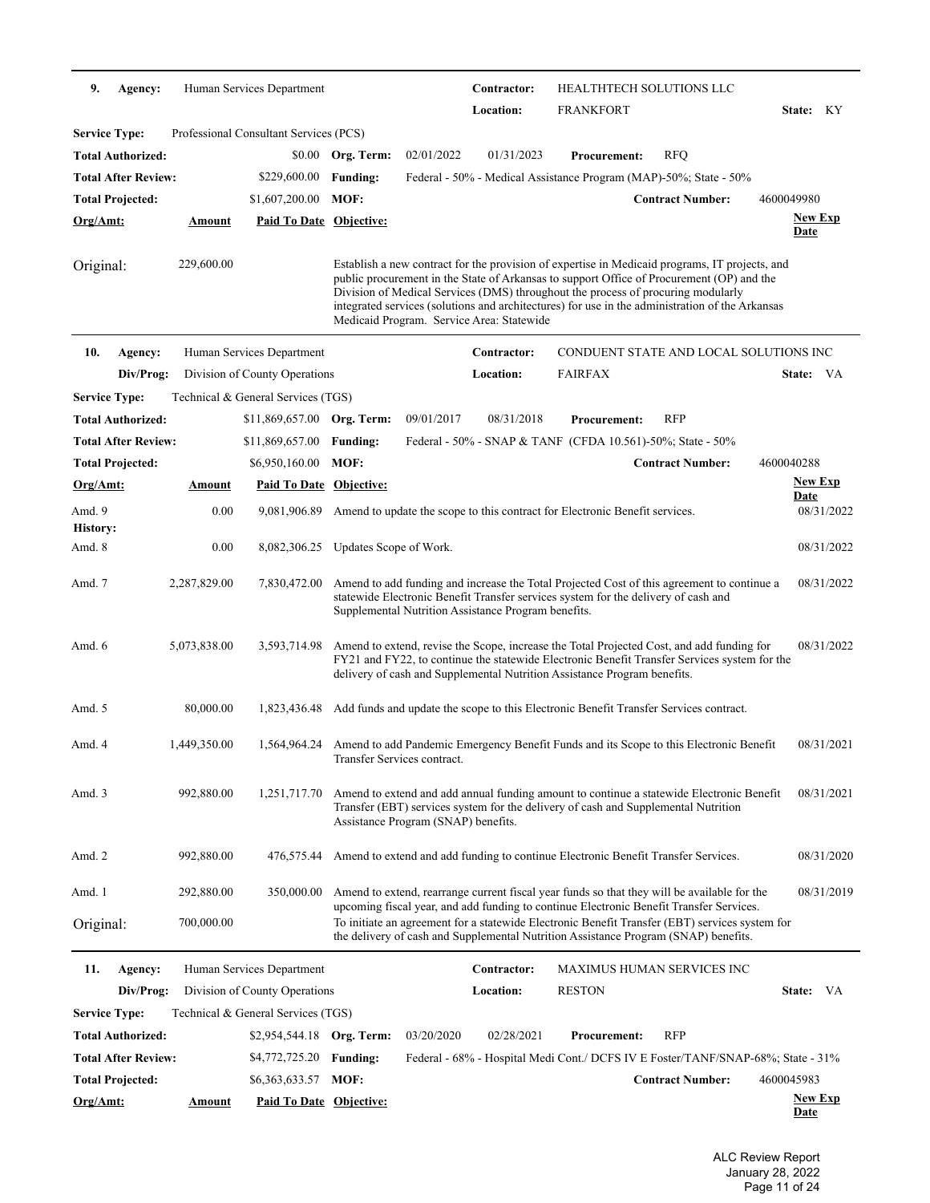**9. Agency:** Human Services Department | **Contractor:** HEALTHTECH SOLUTIONS LLC
**Location:** FRANKFORT | **State:** KY

**Service Type:** Professional Consultant Services (PCS)

| | | | | | | | |
|---|---|---|---|---|---|---|---|
| **Total Authorized:** | $0.00 | **Org. Term:** | 02/01/2022 | 01/31/2023 | **Procurement:** | RFQ | |
| **Total After Review:** | $229,600.00 | **Funding:** | Federal - 50% - Medical Assistance Program (MAP)-50%; State - 50% | | | | |
| **Total Projected:** | $1,607,200.00 | **MOF:** | | | **Contract Number:** | 4600049980 | |

| Org/Amt: | Amount | Paid To Date | Objective: | New Exp Date |
|---|---|---|---|---|
| Original: | 229,600.00 | | Establish a new contract for the provision of expertise in Medicaid programs, IT projects, and public procurement in the State of Arkansas to support Office of Procurement (OP) and the Division of Medical Services (DMS) throughout the process of procuring modularly integrated services (solutions and architectures) for use in the administration of the Arkansas Medicaid Program. Service Area: Statewide | |

---

**10. Agency:** Human Services Department | **Contractor:** CONDUENT STATE AND LOCAL SOLUTIONS INC
**Div/Prog:** Division of County Operations | **Location:** FAIRFAX | **State:** VA

**Service Type:** Technical & General Services (TGS)

| | | | | | | | |
|---|---|---|---|---|---|---|---|
| **Total Authorized:** | $11,869,657.00 | **Org. Term:** | 09/01/2017 | 08/31/2018 | **Procurement:** | RFP | |
| **Total After Review:** | $11,869,657.00 | **Funding:** | Federal - 50% - SNAP & TANF (CFDA 10.561)-50%; State - 50% | | | | |
| **Total Projected:** | $6,950,160.00 | **MOF:** | | | **Contract Number:** | 4600040288 | |

| Org/Amt: | Amount | Paid To Date | Objective: | New Exp Date |
|---|---|---|---|---|
| Amd. 9 | 0.00 | 9,081,906.89 | Amend to update the scope to this contract for Electronic Benefit services. | 08/31/2022 |
| **History:** | | | | |
| Amd. 8 | 0.00 | 8,082,306.25 | Updates Scope of Work. | 08/31/2022 |
| Amd. 7 | 2,287,829.00 | 7,830,472.00 | Amend to add funding and increase the Total Projected Cost of this agreement to continue a statewide Electronic Benefit Transfer services system for the delivery of cash and Supplemental Nutrition Assistance Program benefits. | 08/31/2022 |
| Amd. 6 | 5,073,838.00 | 3,593,714.98 | Amend to extend, revise the Scope, increase the Total Projected Cost, and add funding for FY21 and FY22, to continue the statewide Electronic Benefit Transfer Services system for the delivery of cash and Supplemental Nutrition Assistance Program benefits. | 08/31/2022 |
| Amd. 5 | 80,000.00 | 1,823,436.48 | Add funds and update the scope to this Electronic Benefit Transfer Services contract. | |
| Amd. 4 | 1,449,350.00 | 1,564,964.24 | Amend to add Pandemic Emergency Benefit Funds and its Scope to this Electronic Benefit Transfer Services contract. | 08/31/2021 |
| Amd. 3 | 992,880.00 | 1,251,717.70 | Amend to extend and add annual funding amount to continue a statewide Electronic Benefit Transfer (EBT) services system for the delivery of cash and Supplemental Nutrition Assistance Program (SNAP) benefits. | 08/31/2021 |
| Amd. 2 | 992,880.00 | 476,575.44 | Amend to extend and add funding to continue Electronic Benefit Transfer Services. | 08/31/2020 |
| Amd. 1 | 292,880.00 | 350,000.00 | Amend to extend, rearrange current fiscal year funds so that they will be available for the upcoming fiscal year, and add funding to continue Electronic Benefit Transfer Services. | 08/31/2019 |
| Original: | 700,000.00 | | To initiate an agreement for a statewide Electronic Benefit Transfer (EBT) services system for the delivery of cash and Supplemental Nutrition Assistance Program (SNAP) benefits. | |

---

**11. Agency:** Human Services Department | **Contractor:** MAXIMUS HUMAN SERVICES INC
**Div/Prog:** Division of County Operations | **Location:** RESTON | **State:** VA

**Service Type:** Technical & General Services (TGS)

| | | | | | | | |
|---|---|---|---|---|---|---|---|
| **Total Authorized:** | $2,954,544.18 | **Org. Term:** | 03/20/2020 | 02/28/2021 | **Procurement:** | RFP | |
| **Total After Review:** | $4,772,725.20 | **Funding:** | Federal - 68% - Hospital Medi Cont./ DCFS IV E Foster/TANF/SNAP-68%; State - 31% | | | | |
| **Total Projected:** | $6,363,633.57 | **MOF:** | | | **Contract Number:** | 4600045983 | |

| Org/Amt: | Amount | Paid To Date | Objective: | New Exp Date |
|---|---|---|---|---|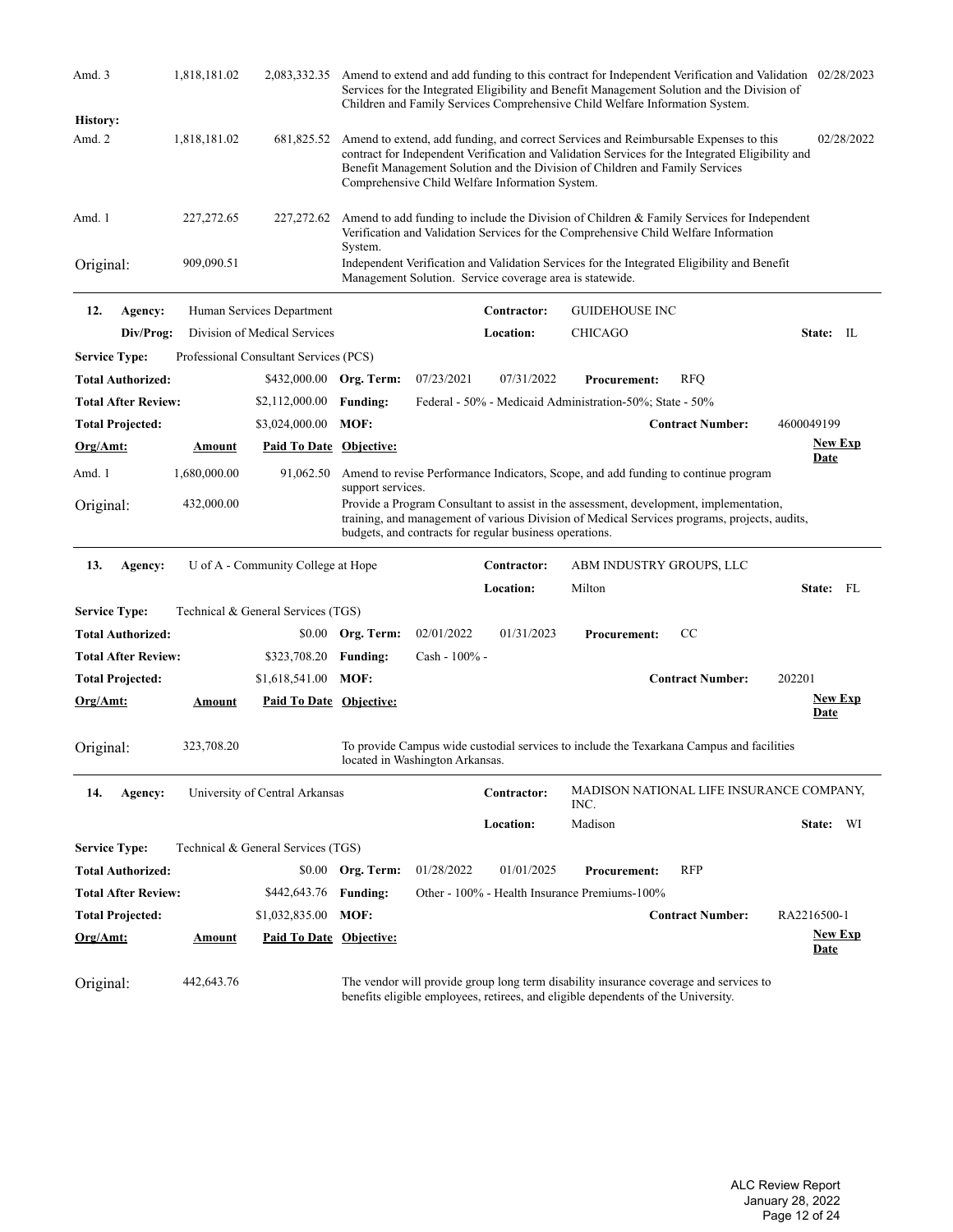| Org/Amt: | Amount | Paid To Date | Objective: | New Exp Date |
|---|---|---|---|---|
| Amd. 3 | 1,818,181.02 | 2,083,332.35 | Amend to extend and add funding to this contract for Independent Verification and Validation Services for the Integrated Eligibility and Benefit Management Solution and the Division of Children and Family Services Comprehensive Child Welfare Information System. | 02/28/2023 |
| **History:** | | | | |
| Amd. 2 | 1,818,181.02 | 681,825.52 | Amend to extend, add funding, and correct Services and Reimbursable Expenses to this contract for Independent Verification and Validation Services for the Integrated Eligibility and Benefit Management Solution and the Division of Children and Family Services Comprehensive Child Welfare Information System. | 02/28/2022 |
| Amd. 1 | 227,272.65 | 227,272.62 | Amend to add funding to include the Division of Children & Family Services for Independent Verification and Validation Services for the Comprehensive Child Welfare Information System. | |
| Original: | 909,090.51 | | Independent Verification and Validation Services for the Integrated Eligibility and Benefit Management Solution. Service coverage area is statewide. | |

---

**12. Agency:** Human Services Department | **Contractor:** GUIDEHOUSE INC
**Div/Prog:** Division of Medical Services | **Location:** CHICAGO | **State:** IL
**Service Type:** Professional Consultant Services (PCS)
**Total Authorized:** $432,000.00 | **Org. Term:** 07/23/2021 – 07/31/2022 | **Procurement:** RFQ
**Total After Review:** $2,112,000.00 | **Funding:** Federal - 50% - Medicaid Administration-50%; State - 50%
**Total Projected:** $3,024,000.00 | **MOF:** | **Contract Number:** 4600049199

| Org/Amt: | Amount | Paid To Date | Objective: | New Exp Date |
|---|---|---|---|---|
| Amd. 1 | 1,680,000.00 | 91,062.50 | Amend to revise Performance Indicators, Scope, and add funding to continue program support services. | |
| Original: | 432,000.00 | | Provide a Program Consultant to assist in the assessment, development, implementation, training, and management of various Division of Medical Services programs, projects, audits, budgets, and contracts for regular business operations. | |

---

**13. Agency:** U of A - Community College at Hope | **Contractor:** ABM INDUSTRY GROUPS, LLC
**Location:** Milton | **State:** FL
**Service Type:** Technical & General Services (TGS)
**Total Authorized:** $0.00 | **Org. Term:** 02/01/2022 – 01/31/2023 | **Procurement:** CC
**Total After Review:** $323,708.20 | **Funding:** Cash - 100% -
**Total Projected:** $1,618,541.00 | **MOF:** | **Contract Number:** 202201

| Org/Amt: | Amount | Paid To Date | Objective: | New Exp Date |
|---|---|---|---|---|
| Original: | 323,708.20 | | To provide Campus wide custodial services to include the Texarkana Campus and facilities located in Washington Arkansas. | |

---

**14. Agency:** University of Central Arkansas | **Contractor:** MADISON NATIONAL LIFE INSURANCE COMPANY, INC.
**Location:** Madison | **State:** WI
**Service Type:** Technical & General Services (TGS)
**Total Authorized:** $0.00 | **Org. Term:** 01/28/2022 – 01/01/2025 | **Procurement:** RFP
**Total After Review:** $442,643.76 | **Funding:** Other - 100% - Health Insurance Premiums-100%
**Total Projected:** $1,032,835.00 | **MOF:** | **Contract Number:** RA2216500-1

| Org/Amt: | Amount | Paid To Date | Objective: | New Exp Date |
|---|---|---|---|---|
| Original: | 442,643.76 | | The vendor will provide group long term disability insurance coverage and services to benefits eligible employees, retirees, and eligible dependents of the University. | |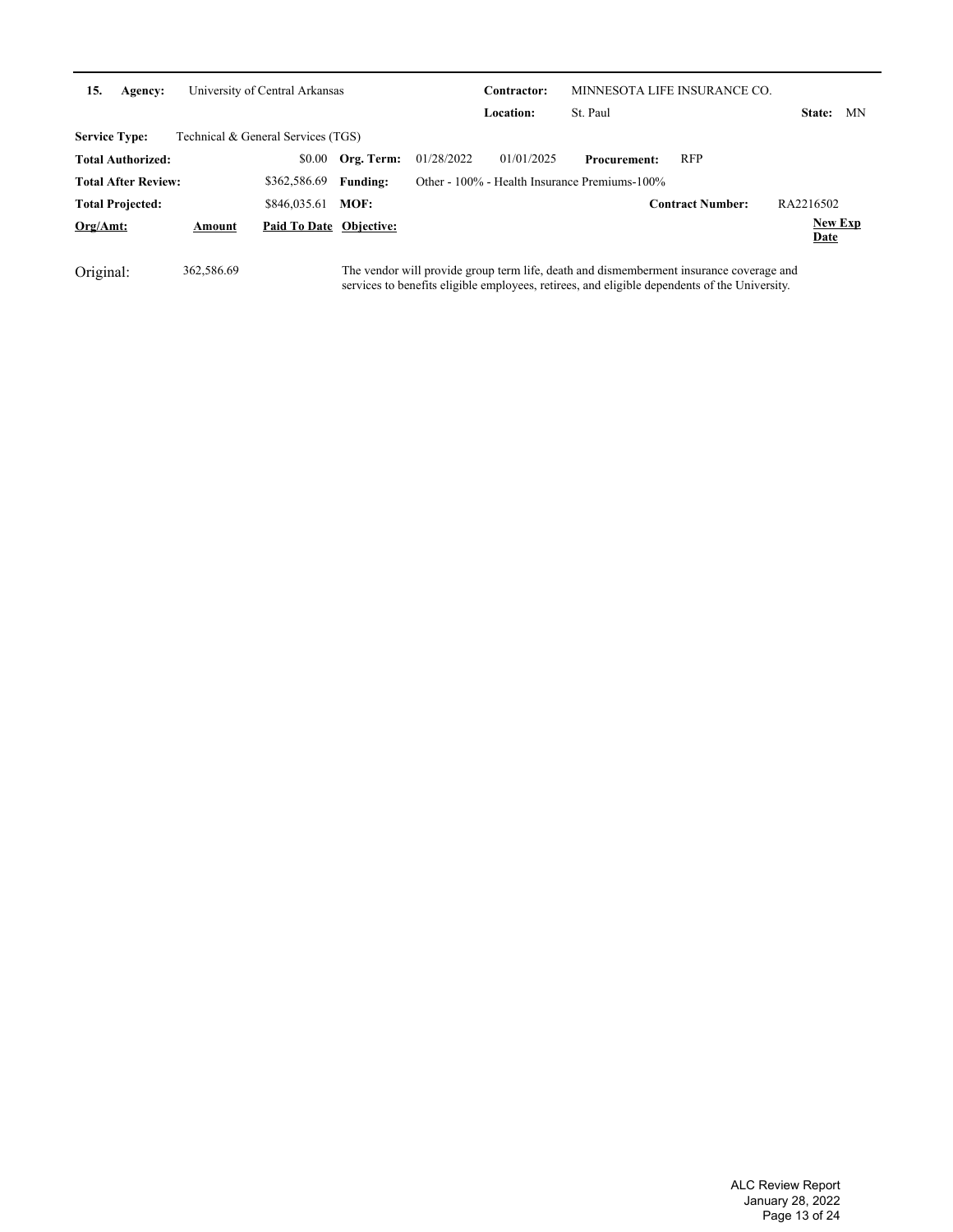**15. Agency:** University of Central Arkansas

**Contractor:** MINNESOTA LIFE INSURANCE CO.

**Location:** St. Paul **State:** MN

**Service Type:** Technical & General Services (TGS)

| | | | | | | |
|---|---|---|---|---|---|---|
| **Total Authorized:** | $0.00 | **Org. Term:** | 01/28/2022 | 01/01/2025 | **Procurement:** | RFP |
| **Total After Review:** | $362,586.69 | **Funding:** | Other - 100% - Health Insurance Premiums-100% | | | |
| **Total Projected:** | $846,035.61 | **MOF:** | | | **Contract Number:** | RA2216502 |

| Org/Amt: | Amount | Paid To Date | Objective: | New Exp Date |
|---|---|---|---|---|
| Original: | 362,586.69 | | The vendor will provide group term life, death and dismemberment insurance coverage and services to benefits eligible employees, retirees, and eligible dependents of the University. | |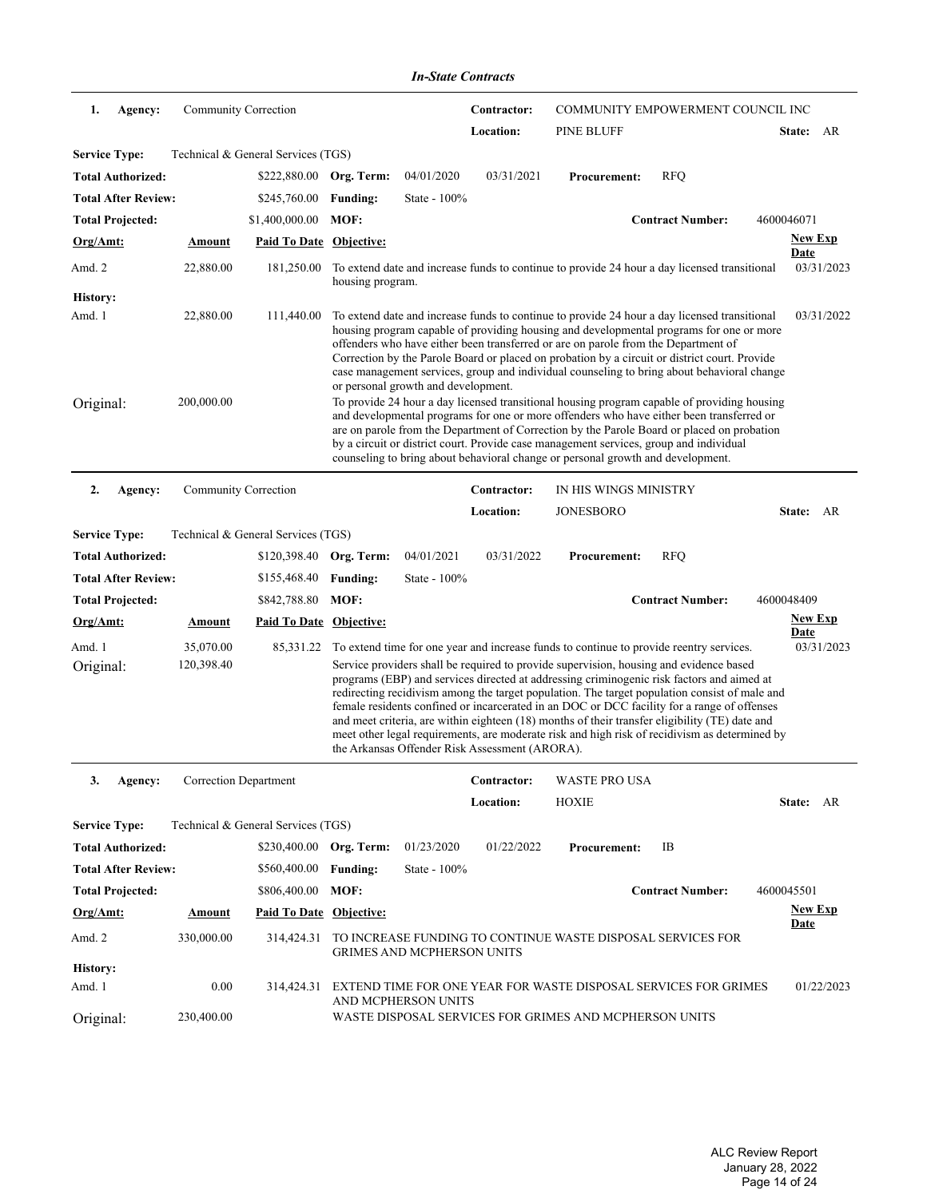*In-State Contracts*

**1. Agency:** Community Correction | **Contractor:** COMMUNITY EMPOWERMENT COUNCIL INC | **Location:** PINE BLUFF | **State:** AR

**Service Type:** Technical & General Services (TGS)

| | | | | |
|---|---|---|---|---|
| **Total Authorized:** | $222,880.00 | **Org. Term:** 04/01/2020 – 03/31/2021 | **Procurement:** | RFQ |
| **Total After Review:** | $245,760.00 | **Funding:** State - 100% | | |
| **Total Projected:** | $1,400,000.00 | **MOF:** | **Contract Number:** | 4600046071 |

| Org/Amt: | Amount | Paid To Date | Objective: | New Exp Date |
|---|---|---|---|---|
| Amd. 2 | 22,880.00 | 181,250.00 | To extend date and increase funds to continue to provide 24 hour a day licensed transitional housing program. | 03/31/2023 |
| **History:** | | | | |
| Amd. 1 | 22,880.00 | 111,440.00 | To extend date and increase funds to continue to provide 24 hour a day licensed transitional housing program capable of providing housing and developmental programs for one or more offenders who have either been transferred or are on parole from the Department of Correction by the Parole Board or placed on probation by a circuit or district court. Provide case management services, group and individual counseling to bring about behavioral change or personal growth and development. | 03/31/2022 |
| Original: | 200,000.00 | | To provide 24 hour a day licensed transitional housing program capable of providing housing and developmental programs for one or more offenders who have either been transferred or are on parole from the Department of Correction by the Parole Board or placed on probation by a circuit or district court. Provide case management services, group and individual counseling to bring about behavioral change or personal growth and development. | |

**2. Agency:** Community Correction | **Contractor:** IN HIS WINGS MINISTRY | **Location:** JONESBORO | **State:** AR

**Service Type:** Technical & General Services (TGS)

| | | | | |
|---|---|---|---|---|
| **Total Authorized:** | $120,398.40 | **Org. Term:** 04/01/2021 – 03/31/2022 | **Procurement:** | RFQ |
| **Total After Review:** | $155,468.40 | **Funding:** State - 100% | | |
| **Total Projected:** | $842,788.80 | **MOF:** | **Contract Number:** | 4600048409 |

| Org/Amt: | Amount | Paid To Date | Objective: | New Exp Date |
|---|---|---|---|---|
| Amd. 1 | 35,070.00 | 85,331.22 | To extend time for one year and increase funds to continue to provide reentry services. | 03/31/2023 |
| Original: | 120,398.40 | | Service providers shall be required to provide supervision, housing and evidence based programs (EBP) and services directed at addressing criminogenic risk factors and aimed at redirecting recidivism among the target population. The target population consist of male and female residents confined or incarcerated in an DOC or DCC facility for a range of offenses and meet criteria, are within eighteen (18) months of their transfer eligibility (TE) date and meet other legal requirements, are moderate risk and high risk of recidivism as determined by the Arkansas Offender Risk Assessment (ARORA). | |

**3. Agency:** Correction Department | **Contractor:** WASTE PRO USA | **Location:** HOXIE | **State:** AR

**Service Type:** Technical & General Services (TGS)

| | | | | |
|---|---|---|---|---|
| **Total Authorized:** | $230,400.00 | **Org. Term:** 01/23/2020 – 01/22/2022 | **Procurement:** | IB |
| **Total After Review:** | $560,400.00 | **Funding:** State - 100% | | |
| **Total Projected:** | $806,400.00 | **MOF:** | **Contract Number:** | 4600045501 |

| Org/Amt: | Amount | Paid To Date | Objective: | New Exp Date |
|---|---|---|---|---|
| Amd. 2 | 330,000.00 | 314,424.31 | TO INCREASE FUNDING TO CONTINUE WASTE DISPOSAL SERVICES FOR GRIMES AND MCPHERSON UNITS | |
| **History:** | | | | |
| Amd. 1 | 0.00 | 314,424.31 | EXTEND TIME FOR ONE YEAR FOR WASTE DISPOSAL SERVICES FOR GRIMES AND MCPHERSON UNITS | 01/22/2023 |
| Original: | 230,400.00 | | WASTE DISPOSAL SERVICES FOR GRIMES AND MCPHERSON UNITS | |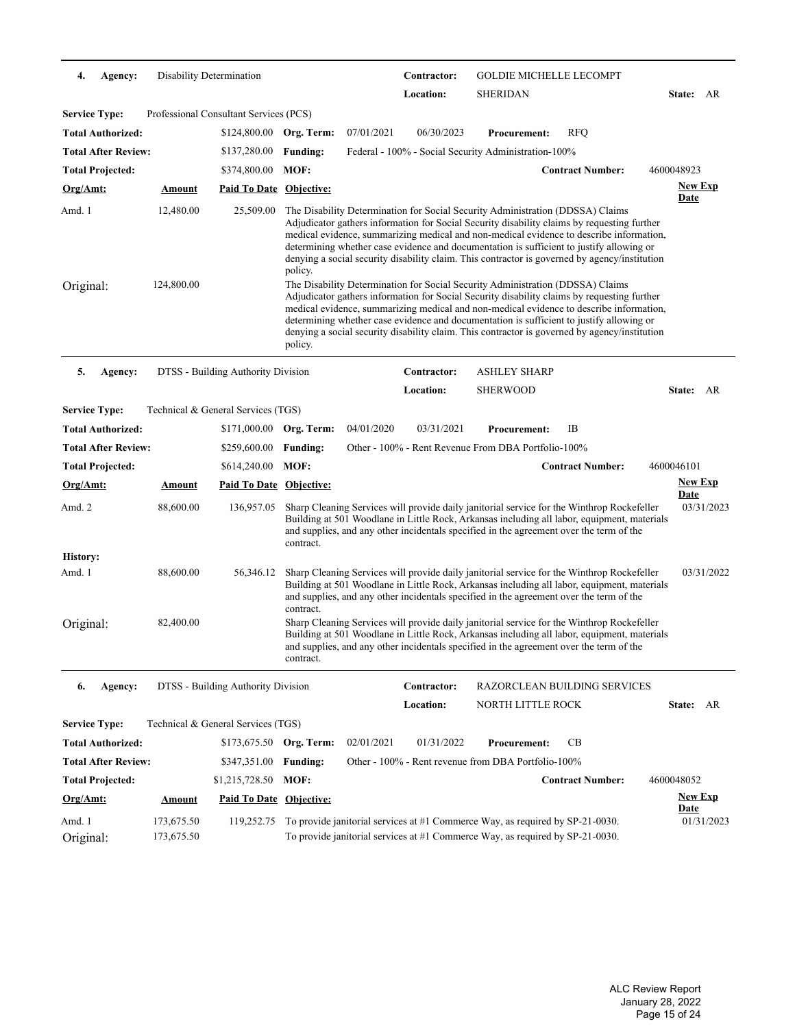**4. Agency:** Disability Determination  
**Contractor:** GOLDIE MICHELLE LECOMPT  
**Location:** SHERIDAN **State:** AR

**Service Type:** Professional Consultant Services (PCS)

**Total Authorized:** $124,800.00 **Org. Term:** 07/01/2021 06/30/2023 **Procurement:** RFQ

**Total After Review:** $137,280.00 **Funding:** Federal - 100% - Social Security Administration-100%

**Total Projected:** $374,800.00 **MOF:** **Contract Number:** 4600048923

| Org/Amt: | Amount | Paid To Date | Objective: | New Exp Date |
|---|---|---|---|---|
| Amd. 1 | 12,480.00 | 25,509.00 | The Disability Determination for Social Security Administration (DDSSA) Claims Adjudicator gathers information for Social Security disability claims by requesting further medical evidence, summarizing medical and non-medical evidence to describe information, determining whether case evidence and documentation is sufficient to justify allowing or denying a social security disability claim. This contractor is governed by agency/institution policy. | |
| Original: | 124,800.00 | | The Disability Determination for Social Security Administration (DDSSA) Claims Adjudicator gathers information for Social Security disability claims by requesting further medical evidence, summarizing medical and non-medical evidence to describe information, determining whether case evidence and documentation is sufficient to justify allowing or denying a social security disability claim. This contractor is governed by agency/institution policy. | |

---

**5. Agency:** DTSS - Building Authority Division  
**Contractor:** ASHLEY SHARP  
**Location:** SHERWOOD **State:** AR

**Service Type:** Technical & General Services (TGS)

**Total Authorized:** $171,000.00 **Org. Term:** 04/01/2020 03/31/2021 **Procurement:** IB

**Total After Review:** $259,600.00 **Funding:** Other - 100% - Rent Revenue From DBA Portfolio-100%

**Total Projected:** $614,240.00 **MOF:** **Contract Number:** 4600046101

| Org/Amt: | Amount | Paid To Date | Objective: | New Exp Date |
|---|---|---|---|---|
| Amd. 2 | 88,600.00 | 136,957.05 | Sharp Cleaning Services will provide daily janitorial service for the Winthrop Rockefeller Building at 501 Woodlane in Little Rock, Arkansas including all labor, equipment, materials and supplies, and any other incidentals specified in the agreement over the term of the contract. | 03/31/2023 |
| **History:** | | | | |
| Amd. 1 | 88,600.00 | 56,346.12 | Sharp Cleaning Services will provide daily janitorial service for the Winthrop Rockefeller Building at 501 Woodlane in Little Rock, Arkansas including all labor, equipment, materials and supplies, and any other incidentals specified in the agreement over the term of the contract. | 03/31/2022 |
| Original: | 82,400.00 | | Sharp Cleaning Services will provide daily janitorial service for the Winthrop Rockefeller Building at 501 Woodlane in Little Rock, Arkansas including all labor, equipment, materials and supplies, and any other incidentals specified in the agreement over the term of the contract. | |

---

**6. Agency:** DTSS - Building Authority Division  
**Contractor:** RAZORCLEAN BUILDING SERVICES  
**Location:** NORTH LITTLE ROCK **State:** AR

**Service Type:** Technical & General Services (TGS)

**Total Authorized:** $173,675.50 **Org. Term:** 02/01/2021 01/31/2022 **Procurement:** CB

**Total After Review:** $347,351.00 **Funding:** Other - 100% - Rent revenue from DBA Portfolio-100%

**Total Projected:** $1,215,728.50 **MOF:** **Contract Number:** 4600048052

| Org/Amt: | Amount | Paid To Date | Objective: | New Exp Date |
|---|---|---|---|---|
| Amd. 1 | 173,675.50 | 119,252.75 | To provide janitorial services at #1 Commerce Way, as required by SP-21-0030. | 01/31/2023 |
| Original: | 173,675.50 | | To provide janitorial services at #1 Commerce Way, as required by SP-21-0030. | |

ALC Review Report  
January 28, 2022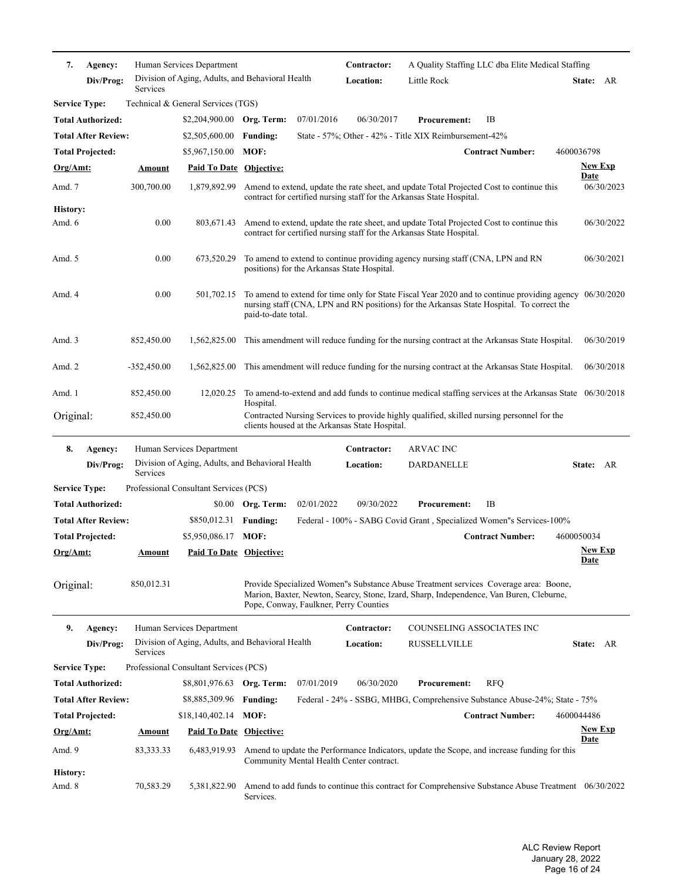**7. Agency:** Human Services Department
**Div/Prog:** Division of Aging, Adults, and Behavioral Health Services
**Contractor:** A Quality Staffing LLC dba Elite Medical Staffing
**Location:** Little Rock
**State:** AR

**Service Type:** Technical & General Services (TGS)

**Total Authorized:** $2,204,900.00 **Org. Term:** 07/01/2016 06/30/2017 **Procurement:** IB
**Total After Review:** $2,505,600.00 **Funding:** State - 57%; Other - 42% - Title XIX Reimbursement-42%
**Total Projected:** $5,967,150.00 **MOF:** **Contract Number:** 4600036798

| Org/Amt: | Amount | Paid To Date | Objective: | New Exp Date |
|---|---|---|---|---|
| Amd. 7 | 300,700.00 | 1,879,892.99 | Amend to extend, update the rate sheet, and update Total Projected Cost to continue this contract for certified nursing staff for the Arkansas State Hospital. | 06/30/2023 |
| **History:** | | | | |
| Amd. 6 | 0.00 | 803,671.43 | Amend to extend, update the rate sheet, and update Total Projected Cost to continue this contract for certified nursing staff for the Arkansas State Hospital. | 06/30/2022 |
| Amd. 5 | 0.00 | 673,520.29 | To amend to extend to continue providing agency nursing staff (CNA, LPN and RN positions) for the Arkansas State Hospital. | 06/30/2021 |
| Amd. 4 | 0.00 | 501,702.15 | To amend to extend for time only for State Fiscal Year 2020 and to continue providing agency nursing staff (CNA, LPN and RN positions) for the Arkansas State Hospital. To correct the paid-to-date total. | 06/30/2020 |
| Amd. 3 | 852,450.00 | 1,562,825.00 | This amendment will reduce funding for the nursing contract at the Arkansas State Hospital. | 06/30/2019 |
| Amd. 2 | -352,450.00 | 1,562,825.00 | This amendment will reduce funding for the nursing contract at the Arkansas State Hospital. | 06/30/2018 |
| Amd. 1 | 852,450.00 | 12,020.25 | To amend-to-extend and add funds to continue medical staffing services at the Arkansas State Hospital. | 06/30/2018 |
| Original: | 852,450.00 | | Contracted Nursing Services to provide highly qualified, skilled nursing personnel for the clients housed at the Arkansas State Hospital. | |

---

**8. Agency:** Human Services Department
**Div/Prog:** Division of Aging, Adults, and Behavioral Health Services
**Contractor:** ARVAC INC
**Location:** DARDANELLE
**State:** AR

**Service Type:** Professional Consultant Services (PCS)

**Total Authorized:** $0.00 **Org. Term:** 02/01/2022 09/30/2022 **Procurement:** IB
**Total After Review:** $850,012.31 **Funding:** Federal - 100% - SABG Covid Grant , Specialized Women"s Services-100%
**Total Projected:** $5,950,086.17 **MOF:** **Contract Number:** 4600050034

| Org/Amt: | Amount | Paid To Date | Objective: | New Exp Date |
|---|---|---|---|---|
| Original: | 850,012.31 | | Provide Specialized Women"s Substance Abuse Treatment services Coverage area: Boone, Marion, Baxter, Newton, Searcy, Stone, Izard, Sharp, Independence, Van Buren, Cleburne, Pope, Conway, Faulkner, Perry Counties | |

---

**9. Agency:** Human Services Department
**Div/Prog:** Division of Aging, Adults, and Behavioral Health Services
**Contractor:** COUNSELING ASSOCIATES INC
**Location:** RUSSELLVILLE
**State:** AR

**Service Type:** Professional Consultant Services (PCS)

**Total Authorized:** $8,801,976.63 **Org. Term:** 07/01/2019 06/30/2020 **Procurement:** RFQ
**Total After Review:** $8,885,309.96 **Funding:** Federal - 24% - SSBG, MHBG, Comprehensive Substance Abuse-24%; State - 75%
**Total Projected:** $18,140,402.14 **MOF:** **Contract Number:** 4600044486

| Org/Amt: | Amount | Paid To Date | Objective: | New Exp Date |
|---|---|---|---|---|
| Amd. 9 | 83,333.33 | 6,483,919.93 | Amend to update the Performance Indicators, update the Scope, and increase funding for this Community Mental Health Center contract. | |
| **History:** | | | | |
| Amd. 8 | 70,583.29 | 5,381,822.90 | Amend to add funds to continue this contract for Comprehensive Substance Abuse Treatment Services. | 06/30/2022 |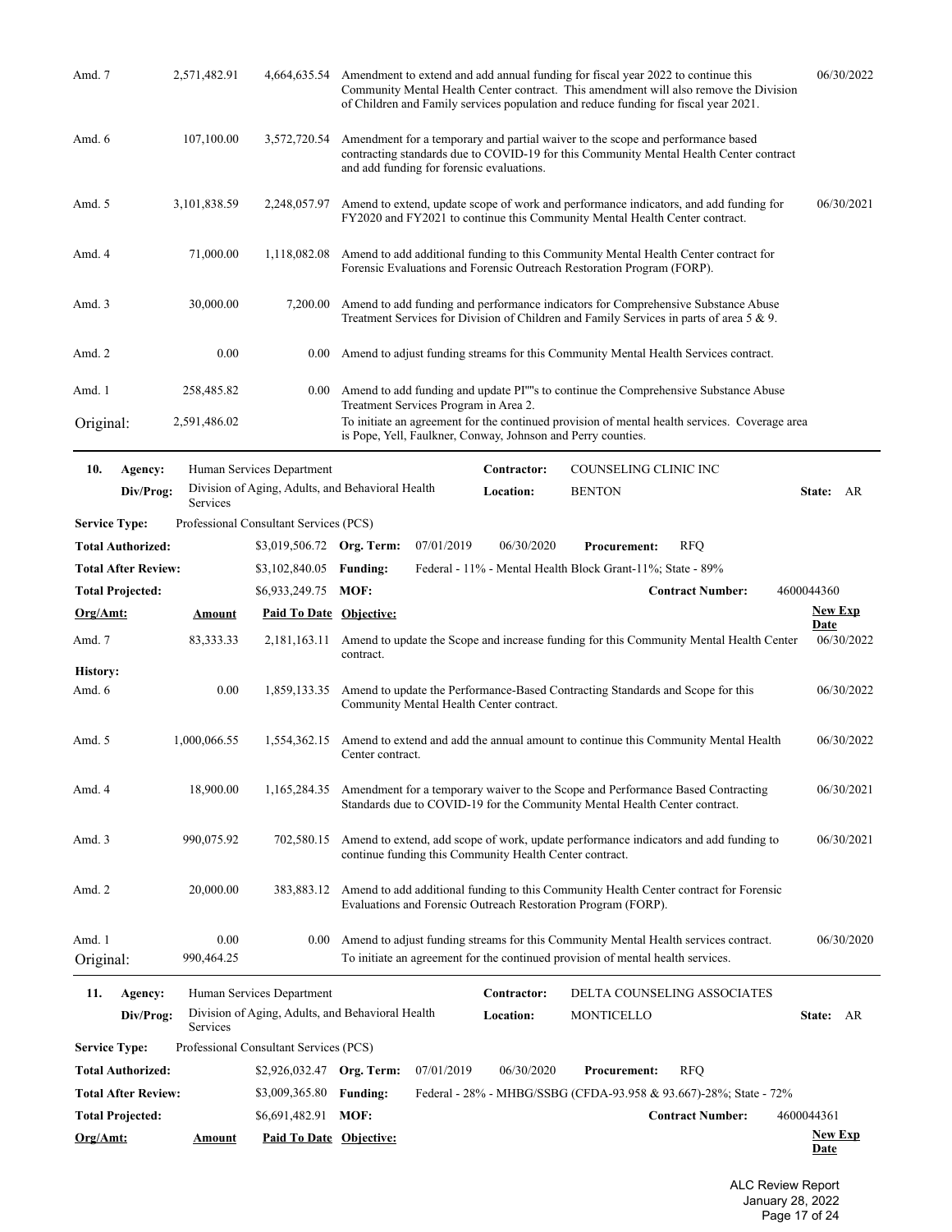| Org/Amt: | Amount | Paid To Date | Objective: | New Exp Date |
|---|---|---|---|---|
| Amd. 7 | 2,571,482.91 | 4,664,635.54 | Amendment to extend and add annual funding for fiscal year 2022 to continue this Community Mental Health Center contract. This amendment will also remove the Division of Children and Family services population and reduce funding for fiscal year 2021. | 06/30/2022 |
| Amd. 6 | 107,100.00 | 3,572,720.54 | Amendment for a temporary and partial waiver to the scope and performance based contracting standards due to COVID-19 for this Community Mental Health Center contract and add funding for forensic evaluations. | |
| Amd. 5 | 3,101,838.59 | 2,248,057.97 | Amend to extend, update scope of work and performance indicators, and add funding for FY2020 and FY2021 to continue this Community Mental Health Center contract. | 06/30/2021 |
| Amd. 4 | 71,000.00 | 1,118,082.08 | Amend to add additional funding to this Community Mental Health Center contract for Forensic Evaluations and Forensic Outreach Restoration Program (FORP). | |
| Amd. 3 | 30,000.00 | 7,200.00 | Amend to add funding and performance indicators for Comprehensive Substance Abuse Treatment Services for Division of Children and Family Services in parts of area 5 & 9. | |
| Amd. 2 | 0.00 | 0.00 | Amend to adjust funding streams for this Community Mental Health Services contract. | |
| Amd. 1 | 258,485.82 | 0.00 | Amend to add funding and update PI""s to continue the Comprehensive Substance Abuse Treatment Services Program in Area 2. | |
| Original: | 2,591,486.02 | | To initiate an agreement for the continued provision of mental health services. Coverage area is Pope, Yell, Faulkner, Conway, Johnson and Perry counties. | |

---

**10. Agency:** Human Services Department **Contractor:** COUNSELING CLINIC INC

**Div/Prog:** Division of Aging, Adults, and Behavioral Health Services **Location:** BENTON **State:** AR

**Service Type:** Professional Consultant Services (PCS)

**Total Authorized:** $3,019,506.72 **Org. Term:** 07/01/2019 06/30/2020 **Procurement:** RFQ

**Total After Review:** $3,102,840.05 **Funding:** Federal - 11% - Mental Health Block Grant-11%; State - 89%

**Total Projected:** $6,933,249.75 **MOF:** **Contract Number:** 4600044360

| Org/Amt: | Amount | Paid To Date | Objective: | New Exp Date |
|---|---|---|---|---|
| Amd. 7 | 83,333.33 | 2,181,163.11 | Amend to update the Scope and increase funding for this Community Mental Health Center contract. | 06/30/2022 |
| **History:** | | | | |
| Amd. 6 | 0.00 | 1,859,133.35 | Amend to update the Performance-Based Contracting Standards and Scope for this Community Mental Health Center contract. | 06/30/2022 |
| Amd. 5 | 1,000,066.55 | 1,554,362.15 | Amend to extend and add the annual amount to continue this Community Mental Health Center contract. | 06/30/2022 |
| Amd. 4 | 18,900.00 | 1,165,284.35 | Amendment for a temporary waiver to the Scope and Performance Based Contracting Standards due to COVID-19 for the Community Mental Health Center contract. | 06/30/2021 |
| Amd. 3 | 990,075.92 | 702,580.15 | Amend to extend, add scope of work, update performance indicators and add funding to continue funding this Community Health Center contract. | 06/30/2021 |
| Amd. 2 | 20,000.00 | 383,883.12 | Amend to add additional funding to this Community Health Center contract for Forensic Evaluations and Forensic Outreach Restoration Program (FORP). | |
| Amd. 1 | 0.00 | 0.00 | Amend to adjust funding streams for this Community Mental Health services contract. | 06/30/2020 |
| Original: | 990,464.25 | | To initiate an agreement for the continued provision of mental health services. | |

---

**11. Agency:** Human Services Department **Contractor:** DELTA COUNSELING ASSOCIATES

**Div/Prog:** Division of Aging, Adults, and Behavioral Health Services **Location:** MONTICELLO **State:** AR

**Service Type:** Professional Consultant Services (PCS)

**Total Authorized:** $2,926,032.47 **Org. Term:** 07/01/2019 06/30/2020 **Procurement:** RFQ

**Total After Review:** $3,009,365.80 **Funding:** Federal - 28% - MHBG/SSBG (CFDA-93.958 & 93.667)-28%; State - 72%

**Total Projected:** $6,691,482.91 **MOF:** **Contract Number:** 4600044361

| Org/Amt: | Amount | Paid To Date | Objective: | New Exp Date |
|---|---|---|---|---|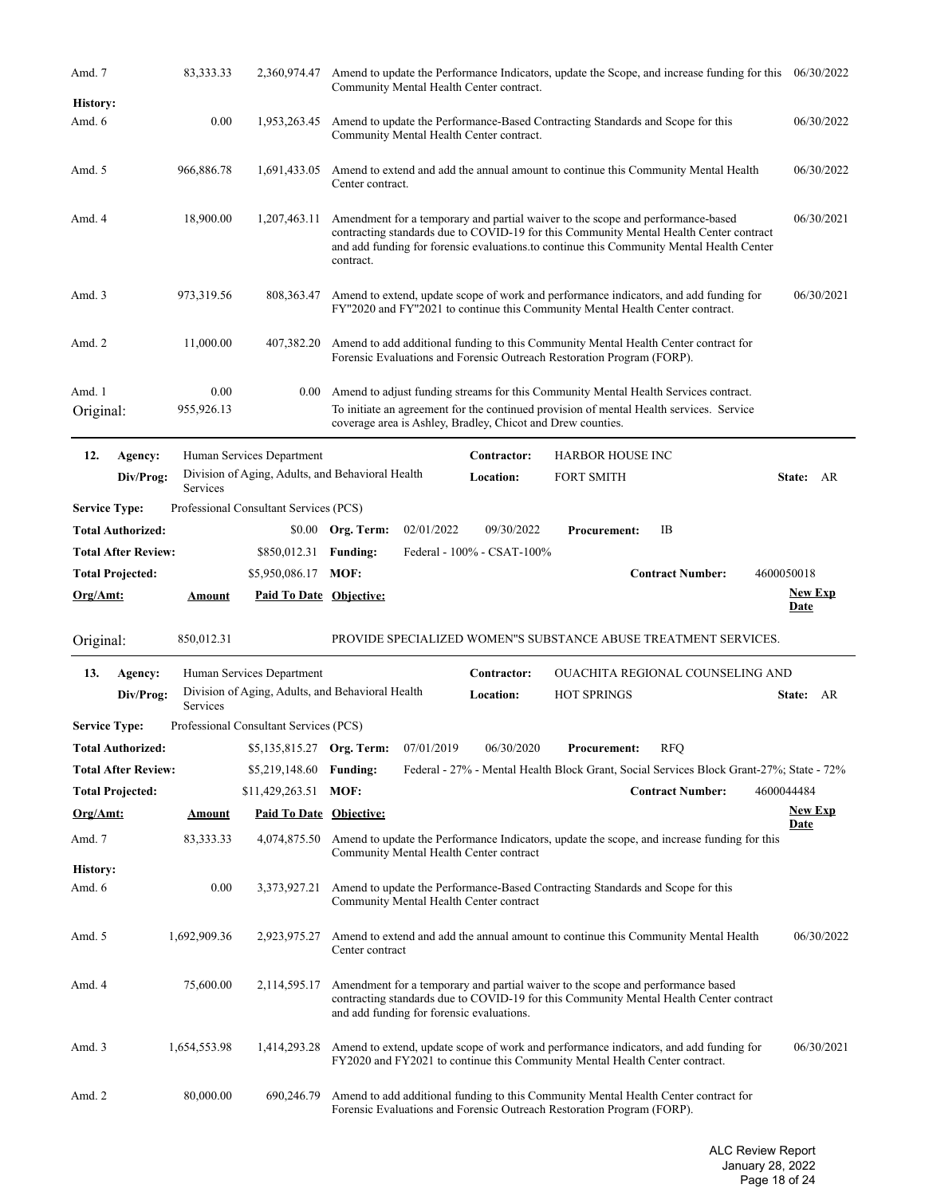| Org/Amt: | Amount | Paid To Date | Objective: | New Exp Date |
|---|---|---|---|---|
| Amd. 7 | 83,333.33 | 2,360,974.47 | Amend to update the Performance Indicators, update the Scope, and increase funding for this Community Mental Health Center contract. | 06/30/2022 |
| **History:** | | | | |
| Amd. 6 | 0.00 | 1,953,263.45 | Amend to update the Performance-Based Contracting Standards and Scope for this Community Mental Health Center contract. | 06/30/2022 |
| Amd. 5 | 966,886.78 | 1,691,433.05 | Amend to extend and add the annual amount to continue this Community Mental Health Center contract. | 06/30/2022 |
| Amd. 4 | 18,900.00 | 1,207,463.11 | Amendment for a temporary and partial waiver to the scope and performance-based contracting standards due to COVID-19 for this Community Mental Health Center contract and add funding for forensic evaluations.to continue this Community Mental Health Center contract. | 06/30/2021 |
| Amd. 3 | 973,319.56 | 808,363.47 | Amend to extend, update scope of work and performance indicators, and add funding for FY"2020 and FY"2021 to continue this Community Mental Health Center contract. | 06/30/2021 |
| Amd. 2 | 11,000.00 | 407,382.20 | Amend to add additional funding to this Community Mental Health Center contract for Forensic Evaluations and Forensic Outreach Restoration Program (FORP). | |
| Amd. 1 | 0.00 | 0.00 | Amend to adjust funding streams for this Community Mental Health Services contract. | |
| Original: | 955,926.13 | | To initiate an agreement for the continued provision of mental Health services. Service coverage area is Ashley, Bradley, Chicot and Drew counties. | |

**12. Agency:** Human Services Department  
**Contractor:** HARBOR HOUSE INC  
**Div/Prog:** Division of Aging, Adults, and Behavioral Health Services  
**Location:** FORT SMITH **State:** AR  
**Service Type:** Professional Consultant Services (PCS)  
**Total Authorized:** $0.00 **Org. Term:** 02/01/2022 09/30/2022 **Procurement:** IB  
**Total After Review:** $850,012.31 **Funding:** Federal - 100% - CSAT-100%  
**Total Projected:** $5,950,086.17 **MOF:** **Contract Number:** 4600050018

| Org/Amt: | Amount | Paid To Date | Objective: | New Exp Date |
|---|---|---|---|---|
| Original: | 850,012.31 | | PROVIDE SPECIALIZED WOMEN"S SUBSTANCE ABUSE TREATMENT SERVICES. | |

**13. Agency:** Human Services Department  
**Contractor:** OUACHITA REGIONAL COUNSELING AND  
**Div/Prog:** Division of Aging, Adults, and Behavioral Health Services  
**Location:** HOT SPRINGS **State:** AR  
**Service Type:** Professional Consultant Services (PCS)  
**Total Authorized:** $5,135,815.27 **Org. Term:** 07/01/2019 06/30/2020 **Procurement:** RFQ  
**Total After Review:** $5,219,148.60 **Funding:** Federal - 27% - Mental Health Block Grant, Social Services Block Grant-27%; State - 72%  
**Total Projected:** $11,429,263.51 **MOF:** **Contract Number:** 4600044484

| Org/Amt: | Amount | Paid To Date | Objective: | New Exp Date |
|---|---|---|---|---|
| Amd. 7 | 83,333.33 | 4,074,875.50 | Amend to update the Performance Indicators, update the scope, and increase funding for this Community Mental Health Center contract | |
| **History:** | | | | |
| Amd. 6 | 0.00 | 3,373,927.21 | Amend to update the Performance-Based Contracting Standards and Scope for this Community Mental Health Center contract | |
| Amd. 5 | 1,692,909.36 | 2,923,975.27 | Amend to extend and add the annual amount to continue this Community Mental Health Center contract | 06/30/2022 |
| Amd. 4 | 75,600.00 | 2,114,595.17 | Amendment for a temporary and partial waiver to the scope and performance based contracting standards due to COVID-19 for this Community Mental Health Center contract and add funding for forensic evaluations. | |
| Amd. 3 | 1,654,553.98 | 1,414,293.28 | Amend to extend, update scope of work and performance indicators, and add funding for FY2020 and FY2021 to continue this Community Mental Health Center contract. | 06/30/2021 |
| Amd. 2 | 80,000.00 | 690,246.79 | Amend to add additional funding to this Community Mental Health Center contract for Forensic Evaluations and Forensic Outreach Restoration Program (FORP). | |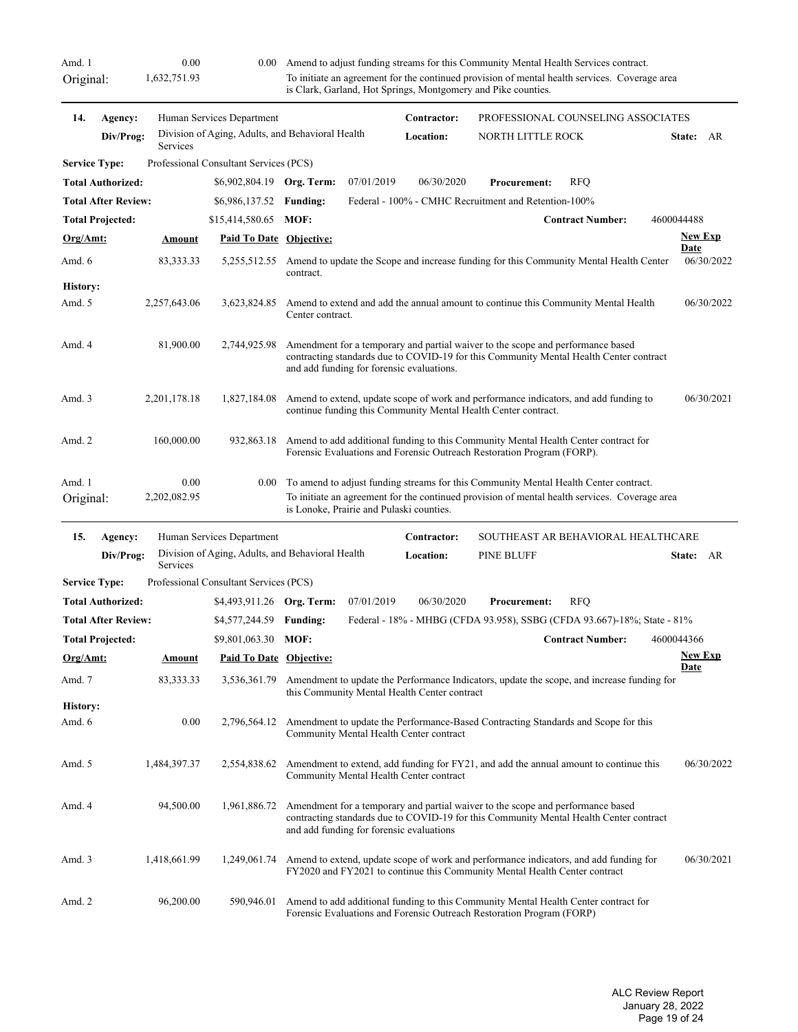| Org/Amt: | Amount | Paid To Date | Objective: | New Exp Date |
|---|---|---|---|---|
| Amd. 1 | 0.00 | 0.00 | Amend to adjust funding streams for this Community Mental Health Services contract. | |
| Original: | 1,632,751.93 | | To initiate an agreement for the continued provision of mental health services. Coverage area is Clark, Garland, Hot Springs, Montgomery and Pike counties. | |

---

**14. Agency:** Human Services Department
**Div/Prog:** Division of Aging, Adults, and Behavioral Health Services
**Contractor:** PROFESSIONAL COUNSELING ASSOCIATES
**Location:** NORTH LITTLE ROCK **State:** AR
**Service Type:** Professional Consultant Services (PCS)
**Total Authorized:** $6,902,804.19 **Org. Term:** 07/01/2019 06/30/2020 **Procurement:** RFQ
**Total After Review:** $6,986,137.52 **Funding:** Federal - 100% - CMHC Recruitment and Retention-100%
**Total Projected:** $15,414,580.65 **MOF:** **Contract Number:** 4600044488

| Org/Amt: | Amount | Paid To Date | Objective: | New Exp Date |
|---|---|---|---|---|
| Amd. 6 | 83,333.33 | 5,255,512.55 | Amend to update the Scope and increase funding for this Community Mental Health Center contract. | 06/30/2022 |
| **History:** | | | | |
| Amd. 5 | 2,257,643.06 | 3,623,824.85 | Amend to extend and add the annual amount to continue this Community Mental Health Center contract. | 06/30/2022 |
| Amd. 4 | 81,900.00 | 2,744,925.98 | Amendment for a temporary and partial waiver to the scope and performance based contracting standards due to COVID-19 for this Community Mental Health Center contract and add funding for forensic evaluations. | |
| Amd. 3 | 2,201,178.18 | 1,827,184.08 | Amend to extend, update scope of work and performance indicators, and add funding to continue funding this Community Mental Health Center contract. | 06/30/2021 |
| Amd. 2 | 160,000.00 | 932,863.18 | Amend to add additional funding to this Community Mental Health Center contract for Forensic Evaluations and Forensic Outreach Restoration Program (FORP). | |
| Amd. 1 | 0.00 | 0.00 | To amend to adjust funding streams for this Community Mental Health Center contract. | |
| Original: | 2,202,082.95 | | To initiate an agreement for the continued provision of mental health services. Coverage area is Lonoke, Prairie and Pulaski counties. | |

---

**15. Agency:** Human Services Department
**Div/Prog:** Division of Aging, Adults, and Behavioral Health Services
**Contractor:** SOUTHEAST AR BEHAVIORAL HEALTHCARE
**Location:** PINE BLUFF **State:** AR
**Service Type:** Professional Consultant Services (PCS)
**Total Authorized:** $4,493,911.26 **Org. Term:** 07/01/2019 06/30/2020 **Procurement:** RFQ
**Total After Review:** $4,577,244.59 **Funding:** Federal - 18% - MHBG (CFDA 93.958), SSBG (CFDA 93.667)-18%; State - 81%
**Total Projected:** $9,801,063.30 **MOF:** **Contract Number:** 4600044366

| Org/Amt: | Amount | Paid To Date | Objective: | New Exp Date |
|---|---|---|---|---|
| Amd. 7 | 83,333.33 | 3,536,361.79 | Amendment to update the Performance Indicators, update the scope, and increase funding for this Community Mental Health Center contract | |
| **History:** | | | | |
| Amd. 6 | 0.00 | 2,796,564.12 | Amendment to update the Performance-Based Contracting Standards and Scope for this Community Mental Health Center contract | |
| Amd. 5 | 1,484,397.37 | 2,554,838.62 | Amendment to extend, add funding for FY21, and add the annual amount to continue this Community Mental Health Center contract | 06/30/2022 |
| Amd. 4 | 94,500.00 | 1,961,886.72 | Amendment for a temporary and partial waiver to the scope and performance based contracting standards due to COVID-19 for this Community Mental Health Center contract and add funding for forensic evaluations | |
| Amd. 3 | 1,418,661.99 | 1,249,061.74 | Amend to extend, update scope of work and performance indicators, and add funding for FY2020 and FY2021 to continue this Community Mental Health Center contract | 06/30/2021 |
| Amd. 2 | 96,200.00 | 590,946.01 | Amend to add additional funding to this Community Mental Health Center contract for Forensic Evaluations and Forensic Outreach Restoration Program (FORP) | |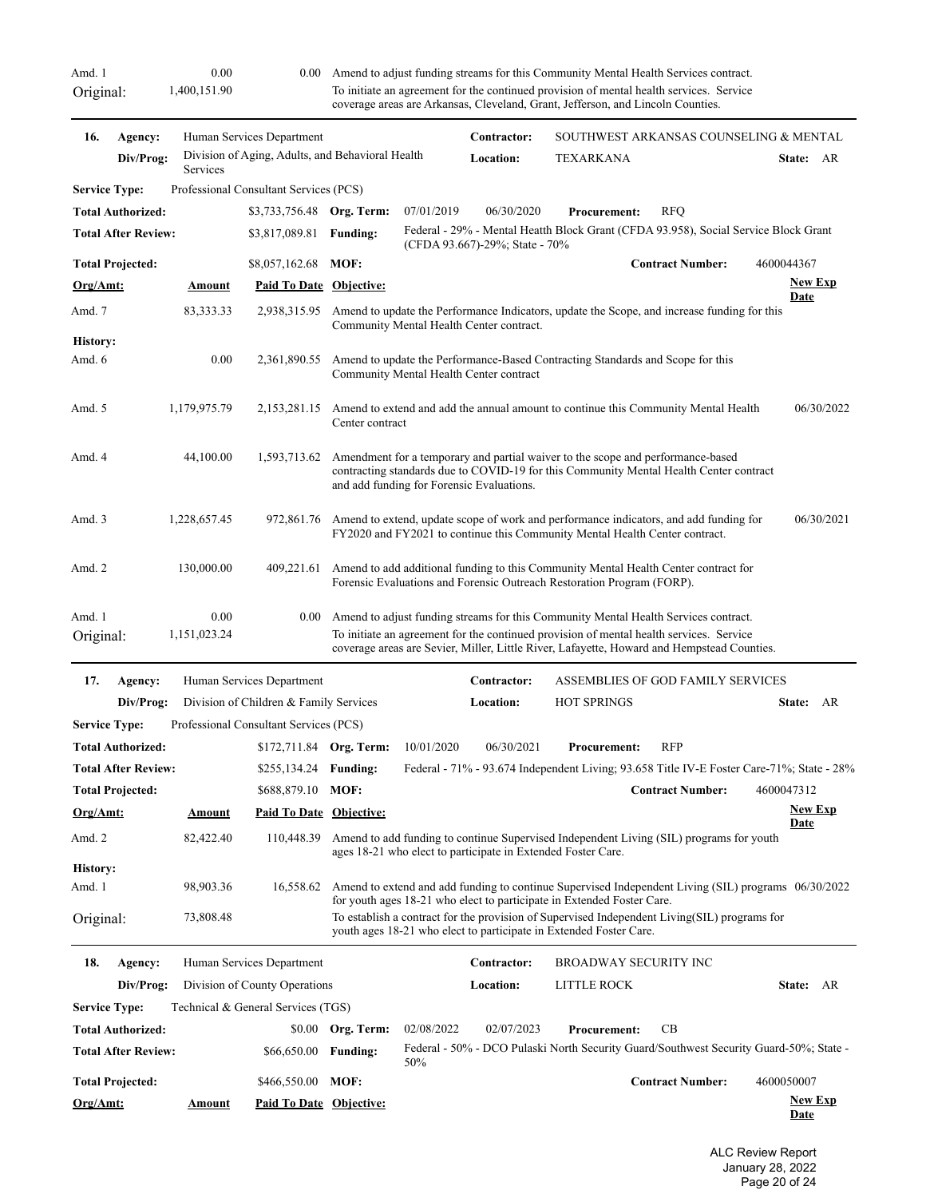| Org/Amt: | Amount | Paid To Date | Objective: | New Exp Date |
|---|---|---|---|---|
| Amd. 1 | 0.00 | 0.00 | Amend to adjust funding streams for this Community Mental Health Services contract. | |
| Original: | 1,400,151.90 | | To initiate an agreement for the continued provision of mental health services. Service coverage areas are Arkansas, Cleveland, Grant, Jefferson, and Lincoln Counties. | |

---

**16. Agency:** Human Services Department
**Div/Prog:** Division of Aging, Adults, and Behavioral Health Services
**Contractor:** SOUTHWEST ARKANSAS COUNSELING & MENTAL
**Location:** TEXARKANA **State:** AR
**Service Type:** Professional Consultant Services (PCS)
**Total Authorized:** $3,733,756.48 **Org. Term:** 07/01/2019 06/30/2020 **Procurement:** RFQ
**Total After Review:** $3,817,089.81 **Funding:** Federal - 29% - Mental Heatth Block Grant (CFDA 93.958), Social Service Block Grant (CFDA 93.667)-29%; State - 70%
**Total Projected:** $8,057,162.68 **MOF:** **Contract Number:** 4600044367

| Org/Amt: | Amount | Paid To Date | Objective: | New Exp Date |
|---|---|---|---|---|
| Amd. 7 | 83,333.33 | 2,938,315.95 | Amend to update the Performance Indicators, update the Scope, and increase funding for this Community Mental Health Center contract. | |
| **History:** | | | | |
| Amd. 6 | 0.00 | 2,361,890.55 | Amend to update the Performance-Based Contracting Standards and Scope for this Community Mental Health Center contract | |
| Amd. 5 | 1,179,975.79 | 2,153,281.15 | Amend to extend and add the annual amount to continue this Community Mental Health Center contract | 06/30/2022 |
| Amd. 4 | 44,100.00 | 1,593,713.62 | Amendment for a temporary and partial waiver to the scope and performance-based contracting standards due to COVID-19 for this Community Mental Health Center contract and add funding for Forensic Evaluations. | |
| Amd. 3 | 1,228,657.45 | 972,861.76 | Amend to extend, update scope of work and performance indicators, and add funding for FY2020 and FY2021 to continue this Community Mental Health Center contract. | 06/30/2021 |
| Amd. 2 | 130,000.00 | 409,221.61 | Amend to add additional funding to this Community Mental Health Center contract for Forensic Evaluations and Forensic Outreach Restoration Program (FORP). | |
| Amd. 1 | 0.00 | 0.00 | Amend to adjust funding streams for this Community Mental Health Services contract. | |
| Original: | 1,151,023.24 | | To initiate an agreement for the continued provision of mental health services. Service coverage areas are Sevier, Miller, Little River, Lafayette, Howard and Hempstead Counties. | |

---

**17. Agency:** Human Services Department
**Div/Prog:** Division of Children & Family Services
**Contractor:** ASSEMBLIES OF GOD FAMILY SERVICES
**Location:** HOT SPRINGS **State:** AR
**Service Type:** Professional Consultant Services (PCS)
**Total Authorized:** $172,711.84 **Org. Term:** 10/01/2020 06/30/2021 **Procurement:** RFP
**Total After Review:** $255,134.24 **Funding:** Federal - 71% - 93.674 Independent Living; 93.658 Title IV-E Foster Care-71%; State - 28%
**Total Projected:** $688,879.10 **MOF:** **Contract Number:** 4600047312

| Org/Amt: | Amount | Paid To Date | Objective: | New Exp Date |
|---|---|---|---|---|
| Amd. 2 | 82,422.40 | 110,448.39 | Amend to add funding to continue Supervised Independent Living (SIL) programs for youth ages 18-21 who elect to participate in Extended Foster Care. | |
| **History:** | | | | |
| Amd. 1 | 98,903.36 | 16,558.62 | Amend to extend and add funding to continue Supervised Independent Living (SIL) programs for youth ages 18-21 who elect to participate in Extended Foster Care. | 06/30/2022 |
| Original: | 73,808.48 | | To establish a contract for the provision of Supervised Independent Living(SIL) programs for youth ages 18-21 who elect to participate in Extended Foster Care. | |

---

**18. Agency:** Human Services Department
**Div/Prog:** Division of County Operations
**Contractor:** BROADWAY SECURITY INC
**Location:** LITTLE ROCK **State:** AR
**Service Type:** Technical & General Services (TGS)
**Total Authorized:** $0.00 **Org. Term:** 02/08/2022 02/07/2023 **Procurement:** CB
**Total After Review:** $66,650.00 **Funding:** Federal - 50% - DCO Pulaski North Security Guard/Southwest Security Guard-50%; State - 50%
**Total Projected:** $466,550.00 **MOF:** **Contract Number:** 4600050007

| Org/Amt: | Amount | Paid To Date | Objective: | New Exp Date |
|---|---|---|---|---|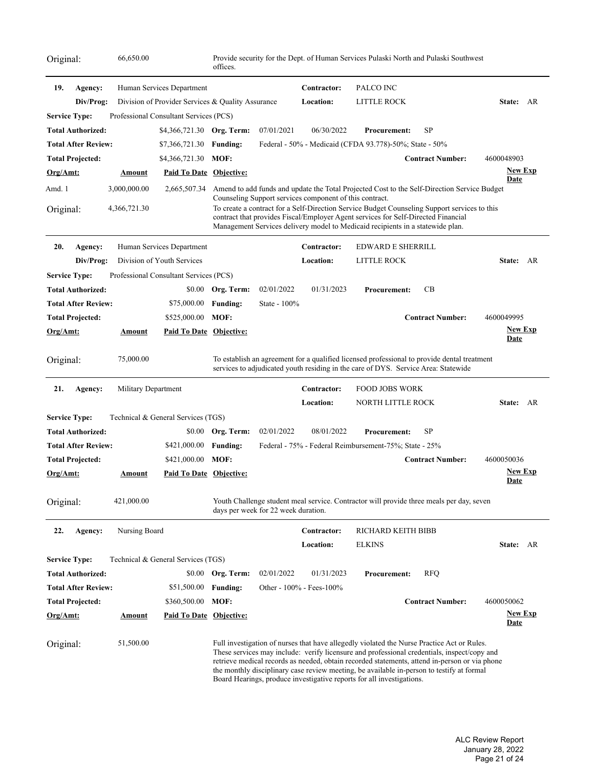| Original: | 66,650.00 | | Provide security for the Dept. of Human Services Pulaski North and Pulaski Southwest offices. | |
|---|---|---|---|---|

---

**19. Agency:** Human Services Department **Contractor:** PALCO INC
**Div/Prog:** Division of Provider Services & Quality Assurance **Location:** LITTLE ROCK **State:** AR
**Service Type:** Professional Consultant Services (PCS)
**Total Authorized:** $4,366,721.30 **Org. Term:** 07/01/2021 06/30/2022 **Procurement:** SP
**Total After Review:** $7,366,721.30 **Funding:** Federal - 50% - Medicaid (CFDA 93.778)-50%; State - 50%
**Total Projected:** $4,366,721.30 **MOF:** **Contract Number:** 4600048903

| Org/Amt: | Amount | Paid To Date | Objective: | New Exp Date |
|---|---|---|---|---|
| Amd. 1 | 3,000,000.00 | 2,665,507.34 | Amend to add funds and update the Total Projected Cost to the Self-Direction Service Budget Counseling Support services component of this contract. | |
| Original: | 4,366,721.30 | | To create a contract for a Self-Direction Service Budget Counseling Support services to this contract that provides Fiscal/Employer Agent services for Self-Directed Financial Management Services delivery model to Medicaid recipients in a statewide plan. | |

---

**20. Agency:** Human Services Department **Contractor:** EDWARD E SHERRILL
**Div/Prog:** Division of Youth Services **Location:** LITTLE ROCK **State:** AR
**Service Type:** Professional Consultant Services (PCS)
**Total Authorized:** $0.00 **Org. Term:** 02/01/2022 01/31/2023 **Procurement:** CB
**Total After Review:** $75,000.00 **Funding:** State - 100%
**Total Projected:** $525,000.00 **MOF:** **Contract Number:** 4600049995

| Org/Amt: | Amount | Paid To Date | Objective: | New Exp Date |
|---|---|---|---|---|
| Original: | 75,000.00 | | To establish an agreement for a qualified licensed professional to provide dental treatment services to adjudicated youth residing in the care of DYS. Service Area: Statewide | |

---

**21. Agency:** Military Department **Contractor:** FOOD JOBS WORK
**Location:** NORTH LITTLE ROCK **State:** AR
**Service Type:** Technical & General Services (TGS)
**Total Authorized:** $0.00 **Org. Term:** 02/01/2022 08/01/2022 **Procurement:** SP
**Total After Review:** $421,000.00 **Funding:** Federal - 75% - Federal Reimbursement-75%; State - 25%
**Total Projected:** $421,000.00 **MOF:** **Contract Number:** 4600050036

| Org/Amt: | Amount | Paid To Date | Objective: | New Exp Date |
|---|---|---|---|---|
| Original: | 421,000.00 | | Youth Challenge student meal service. Contractor will provide three meals per day, seven days per week for 22 week duration. | |

---

**22. Agency:** Nursing Board **Contractor:** RICHARD KEITH BIBB
**Location:** ELKINS **State:** AR
**Service Type:** Technical & General Services (TGS)
**Total Authorized:** $0.00 **Org. Term:** 02/01/2022 01/31/2023 **Procurement:** RFQ
**Total After Review:** $51,500.00 **Funding:** Other - 100% - Fees-100%
**Total Projected:** $360,500.00 **MOF:** **Contract Number:** 4600050062

| Org/Amt: | Amount | Paid To Date | Objective: | New Exp Date |
|---|---|---|---|---|
| Original: | 51,500.00 | | Full investigation of nurses that have allegedly violated the Nurse Practice Act or Rules. These services may include: verify licensure and professional credentials, inspect/copy and retrieve medical records as needed, obtain recorded statements, attend in-person or via phone the monthly disciplinary case review meeting, be available in-person to testify at formal Board Hearings, produce investigative reports for all investigations. | |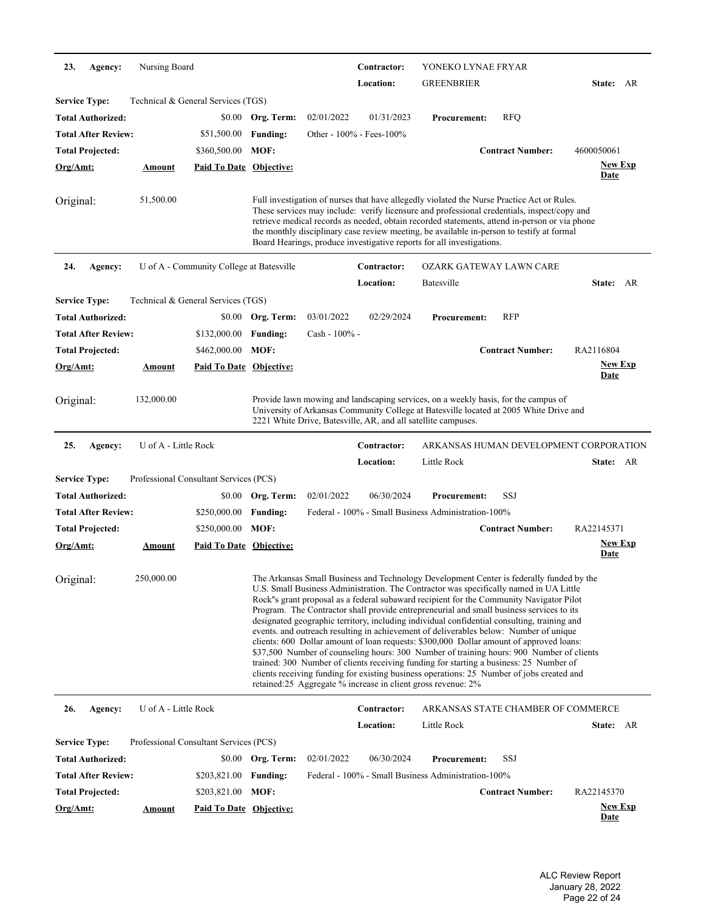**23. Agency:** Nursing Board | **Contractor:** YONEKO LYNAE FRYAR | **Location:** GREENBRIER | **State:** AR

**Service Type:** Technical & General Services (TGS)

| | | | |
|---|---|---|---|
| **Total Authorized:** | $0.00 | **Org. Term:** | 02/01/2022 01/31/2023 |
| **Total After Review:** | $51,500.00 | **Funding:** | Other - 100% - Fees-100% |
| **Total Projected:** | $360,500.00 | **MOF:** | |

**Procurement:** RFQ

**Contract Number:** 4600050061

| **Org/Amt:** | **Amount** | **Paid To Date** | **Objective:** | **New Exp Date** |
|---|---|---|---|---|
| Original: | 51,500.00 | | Full investigation of nurses that have allegedly violated the Nurse Practice Act or Rules. These services may include: verify licensure and professional credentials, inspect/copy and retrieve medical records as needed, obtain recorded statements, attend in-person or via phone the monthly disciplinary case review meeting, be available in-person to testify at formal Board Hearings, produce investigative reports for all investigations. | |

---

**24. Agency:** U of A - Community College at Batesville | **Contractor:** OZARK GATEWAY LAWN CARE | **Location:** Batesville | **State:** AR

**Service Type:** Technical & General Services (TGS)

| | | | |
|---|---|---|---|
| **Total Authorized:** | $0.00 | **Org. Term:** | 03/01/2022 02/29/2024 |
| **Total After Review:** | $132,000.00 | **Funding:** | Cash - 100% - |
| **Total Projected:** | $462,000.00 | **MOF:** | |

**Procurement:** RFP

**Contract Number:** RA2116804

| **Org/Amt:** | **Amount** | **Paid To Date** | **Objective:** | **New Exp Date** |
|---|---|---|---|---|
| Original: | 132,000.00 | | Provide lawn mowing and landscaping services, on a weekly basis, for the campus of University of Arkansas Community College at Batesville located at 2005 White Drive and 2221 White Drive, Batesville, AR, and all satellite campuses. | |

---

**25. Agency:** U of A - Little Rock | **Contractor:** ARKANSAS HUMAN DEVELOPMENT CORPORATION | **Location:** Little Rock | **State:** AR

**Service Type:** Professional Consultant Services (PCS)

| | | | |
|---|---|---|---|
| **Total Authorized:** | $0.00 | **Org. Term:** | 02/01/2022 06/30/2024 |
| **Total After Review:** | $250,000.00 | **Funding:** | Federal - 100% - Small Business Administration-100% |
| **Total Projected:** | $250,000.00 | **MOF:** | |

**Procurement:** SSJ

**Contract Number:** RA22145371

| **Org/Amt:** | **Amount** | **Paid To Date** | **Objective:** | **New Exp Date** |
|---|---|---|---|---|
| Original: | 250,000.00 | | The Arkansas Small Business and Technology Development Center is federally funded by the U.S. Small Business Administration. The Contractor was specifically named in UA Little Rock''s grant proposal as a federal subaward recipient for the Community Navigator Pilot Program. The Contractor shall provide entrepreneurial and small business services to its designated geographic territory, including individual confidential consulting, training and events. and outreach resulting in achievement of deliverables below: Number of unique clients: 600 Dollar amount of loan requests: $300,000 Dollar amount of approved loans: $37,500 Number of counseling hours: 300 Number of training hours: 900 Number of clients trained: 300 Number of clients receiving funding for starting a business: 25 Number of clients receiving funding for existing business operations: 25 Number of jobs created and retained:25 Aggregate % increase in client gross revenue: 2% | |

---

**26. Agency:** U of A - Little Rock | **Contractor:** ARKANSAS STATE CHAMBER OF COMMERCE | **Location:** Little Rock | **State:** AR

**Service Type:** Professional Consultant Services (PCS)

| | | | |
|---|---|---|---|
| **Total Authorized:** | $0.00 | **Org. Term:** | 02/01/2022 06/30/2024 |
| **Total After Review:** | $203,821.00 | **Funding:** | Federal - 100% - Small Business Administration-100% |
| **Total Projected:** | $203,821.00 | **MOF:** | |

**Procurement:** SSJ

**Contract Number:** RA22145370

| **Org/Amt:** | **Amount** | **Paid To Date** | **Objective:** | **New Exp Date** |
|---|---|---|---|---|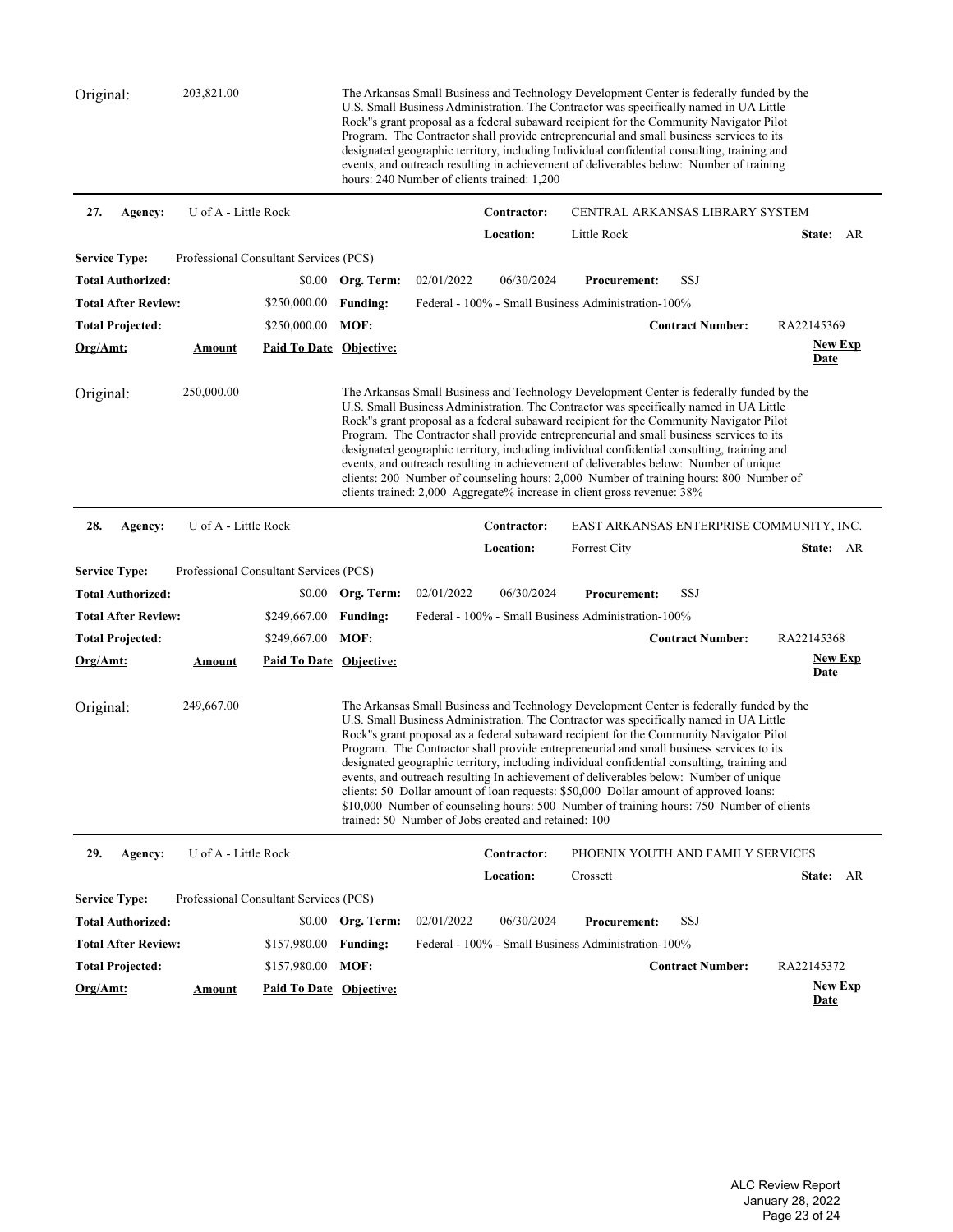Original: 203,821.00

The Arkansas Small Business and Technology Development Center is federally funded by the U.S. Small Business Administration. The Contractor was specifically named in UA Little Rock"s grant proposal as a federal subaward recipient for the Community Navigator Pilot Program. The Contractor shall provide entrepreneurial and small business services to its designated geographic territory, including Individual confidential consulting, training and events, and outreach resulting in achievement of deliverables below: Number of training hours: 240 Number of clients trained: 1,200

---

**27. Agency:** U of A - Little Rock | **Contractor:** CENTRAL ARKANSAS LIBRARY SYSTEM | **Location:** Little Rock | **State:** AR

**Service Type:** Professional Consultant Services (PCS)

**Total Authorized:** $0.00 | **Org. Term:** 02/01/2022 06/30/2024 | **Procurement:** SSJ

**Total After Review:** $250,000.00 | **Funding:** Federal - 100% - Small Business Administration-100%

**Total Projected:** $250,000.00 | **MOF:** | **Contract Number:** RA22145369

| Org/Amt: | Amount | Paid To Date | Objective: | New Exp Date |
|---|---|---|---|---|

Original: 250,000.00

The Arkansas Small Business and Technology Development Center is federally funded by the U.S. Small Business Administration. The Contractor was specifically named in UA Little Rock"s grant proposal as a federal subaward recipient for the Community Navigator Pilot Program. The Contractor shall provide entrepreneurial and small business services to its designated geographic territory, including individual confidential consulting, training and events, and outreach resulting in achievement of deliverables below: Number of unique clients: 200 Number of counseling hours: 2,000 Number of training hours: 800 Number of clients trained: 2,000 Aggregate% increase in client gross revenue: 38%

---

**28. Agency:** U of A - Little Rock | **Contractor:** EAST ARKANSAS ENTERPRISE COMMUNITY, INC. | **Location:** Forrest City | **State:** AR

**Service Type:** Professional Consultant Services (PCS)

**Total Authorized:** $0.00 | **Org. Term:** 02/01/2022 06/30/2024 | **Procurement:** SSJ

**Total After Review:** $249,667.00 | **Funding:** Federal - 100% - Small Business Administration-100%

**Total Projected:** $249,667.00 | **MOF:** | **Contract Number:** RA22145368

| Org/Amt: | Amount | Paid To Date | Objective: | New Exp Date |
|---|---|---|---|---|

Original: 249,667.00

The Arkansas Small Business and Technology Development Center is federally funded by the U.S. Small Business Administration. The Contractor was specifically named in UA Little Rock"s grant proposal as a federal subaward recipient for the Community Navigator Pilot Program. The Contractor shall provide entrepreneurial and small business services to its designated geographic territory, including individual confidential consulting, training and events, and outreach resulting In achievement of deliverables below: Number of unique clients: 50 Dollar amount of loan requests: $50,000 Dollar amount of approved loans: $10,000 Number of counseling hours: 500 Number of training hours: 750 Number of clients trained: 50 Number of Jobs created and retained: 100

---

**29. Agency:** U of A - Little Rock | **Contractor:** PHOENIX YOUTH AND FAMILY SERVICES | **Location:** Crossett | **State:** AR

**Service Type:** Professional Consultant Services (PCS)

**Total Authorized:** $0.00 | **Org. Term:** 02/01/2022 06/30/2024 | **Procurement:** SSJ

**Total After Review:** $157,980.00 | **Funding:** Federal - 100% - Small Business Administration-100%

**Total Projected:** $157,980.00 | **MOF:** | **Contract Number:** RA22145372

| Org/Amt: | Amount | Paid To Date | Objective: | New Exp Date |
|---|---|---|---|---|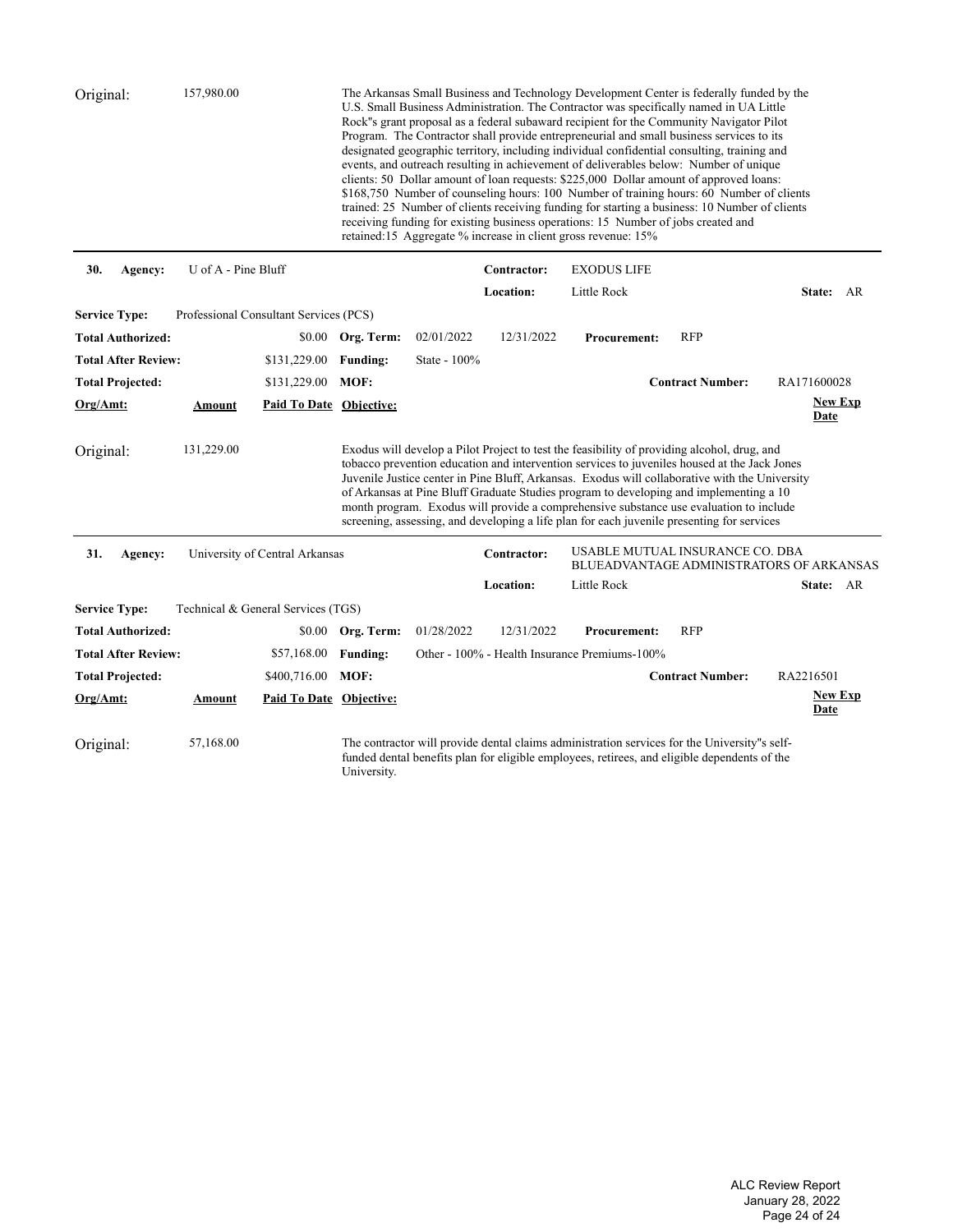| | | |
|---|---|---|
| Original: | 157,980.00 | The Arkansas Small Business and Technology Development Center is federally funded by the U.S. Small Business Administration. The Contractor was specifically named in UA Little Rock"s grant proposal as a federal subaward recipient for the Community Navigator Pilot Program. The Contractor shall provide entrepreneurial and small business services to its designated geographic territory, including individual confidential consulting, training and events, and outreach resulting in achievement of deliverables below: Number of unique clients: 50 Dollar amount of loan requests: $225,000 Dollar amount of approved loans: $168,750 Number of counseling hours: 100 Number of training hours: 60 Number of clients trained: 25 Number of clients receiving funding for starting a business: 10 Number of clients receiving funding for existing business operations: 15 Number of jobs created and retained:15 Aggregate % increase in client gross revenue: 15% |

---

**30. Agency:** U of A - Pine Bluff

**Contractor:** EXODUS LIFE

**Location:** Little Rock **State:** AR

**Service Type:** Professional Consultant Services (PCS)

| | | | | | | |
|---|---|---|---|---|---|---|
| **Total Authorized:** | $0.00 | **Org. Term:** | 02/01/2022 | 12/31/2022 | **Procurement:** | RFP |
| **Total After Review:** | $131,229.00 | **Funding:** | State - 100% | | | |
| **Total Projected:** | $131,229.00 | **MOF:** | | | **Contract Number:** | RA171600028 |

| Org/Amt: | Amount | Paid To Date | Objective: | New Exp Date |
|---|---|---|---|---|
| Original: | 131,229.00 | | Exodus will develop a Pilot Project to test the feasibility of providing alcohol, drug, and tobacco prevention education and intervention services to juveniles housed at the Jack Jones Juvenile Justice center in Pine Bluff, Arkansas. Exodus will collaborative with the University of Arkansas at Pine Bluff Graduate Studies program to developing and implementing a 10 month program. Exodus will provide a comprehensive substance use evaluation to include screening, assessing, and developing a life plan for each juvenile presenting for services | |

---

**31. Agency:** University of Central Arkansas

**Contractor:** USABLE MUTUAL INSURANCE CO. DBA BLUEADVANTAGE ADMINISTRATORS OF ARKANSAS

**Location:** Little Rock **State:** AR

**Service Type:** Technical & General Services (TGS)

| | | | | | | |
|---|---|---|---|---|---|---|
| **Total Authorized:** | $0.00 | **Org. Term:** | 01/28/2022 | 12/31/2022 | **Procurement:** | RFP |
| **Total After Review:** | $57,168.00 | **Funding:** | Other - 100% - Health Insurance Premiums-100% | | | |
| **Total Projected:** | $400,716.00 | **MOF:** | | | **Contract Number:** | RA2216501 |

| Org/Amt: | Amount | Paid To Date | Objective: | New Exp Date |
|---|---|---|---|---|
| Original: | 57,168.00 | | The contractor will provide dental claims administration services for the University"s self-funded dental benefits plan for eligible employees, retirees, and eligible dependents of the University. | |